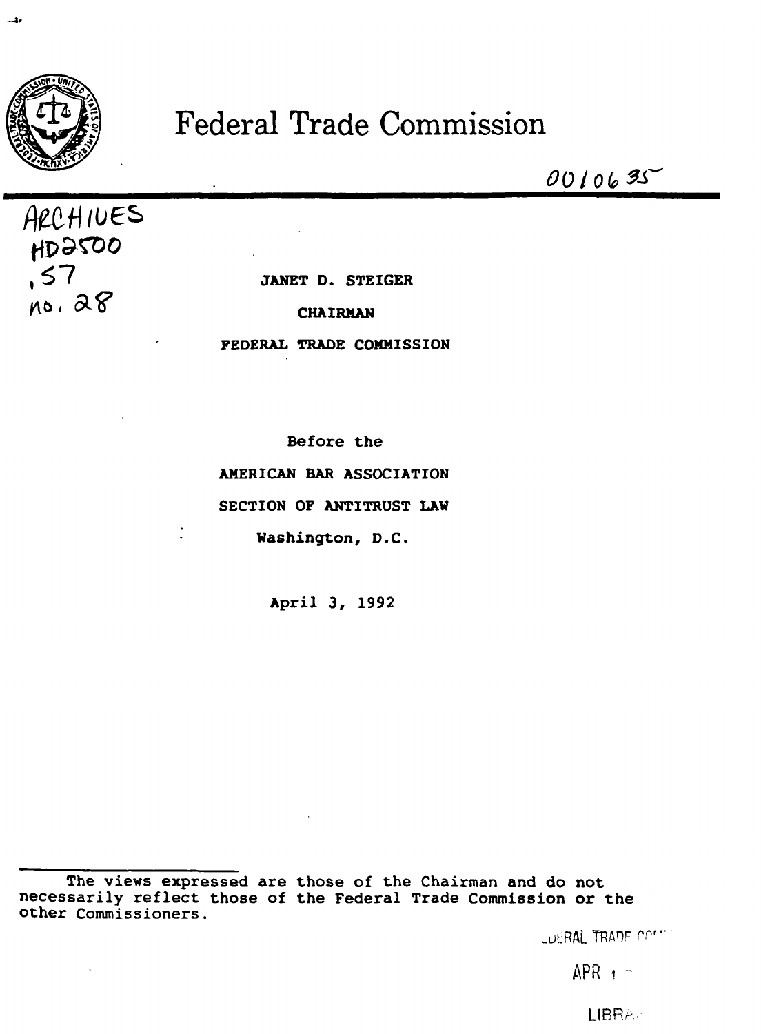# Federal Trade Commission

0010635

ARCHIVES
HD2500
.57
no. 28

JANET D. STEIGER

CHAIRMAN

FEDERAL TRADE COMMISSION

Before the

AMERICAN BAR ASSOCIATION

SECTION OF ANTITRUST LAW

Washington, D.C.

April 3, 1992

---

The views expressed are those of the Chairman and do not necessarily reflect those of the Federal Trade Commission or the other Commissioners.

FEDERAL TRADE COM...

APR 1 ...

LIBRA...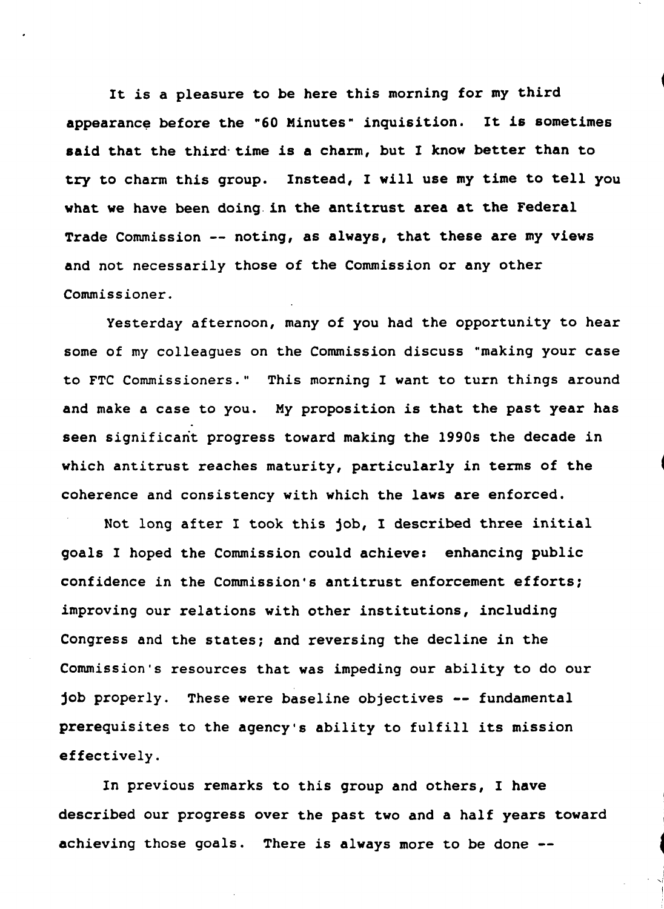It is a pleasure to be here this morning for my third appearance before the "60 Minutes" inquisition. It is sometimes said that the third time is a charm, but I know better than to try to charm this group. Instead, I will use my time to tell you what we have been doing in the antitrust area at the Federal Trade Commission -- noting, as always, that these are my views and not necessarily those of the Commission or any other Commissioner.

Yesterday afternoon, many of you had the opportunity to hear some of my colleagues on the Commission discuss "making your case to FTC Commissioners." This morning I want to turn things around and make a case to you. My proposition is that the past year has seen significant progress toward making the 1990s the decade in which antitrust reaches maturity, particularly in terms of the coherence and consistency with which the laws are enforced.

Not long after I took this job, I described three initial goals I hoped the Commission could achieve: enhancing public confidence in the Commission's antitrust enforcement efforts; improving our relations with other institutions, including Congress and the states; and reversing the decline in the Commission's resources that was impeding our ability to do our job properly. These were baseline objectives -- fundamental prerequisites to the agency's ability to fulfill its mission effectively.

In previous remarks to this group and others, I have described our progress over the past two and a half years toward achieving those goals. There is always more to be done --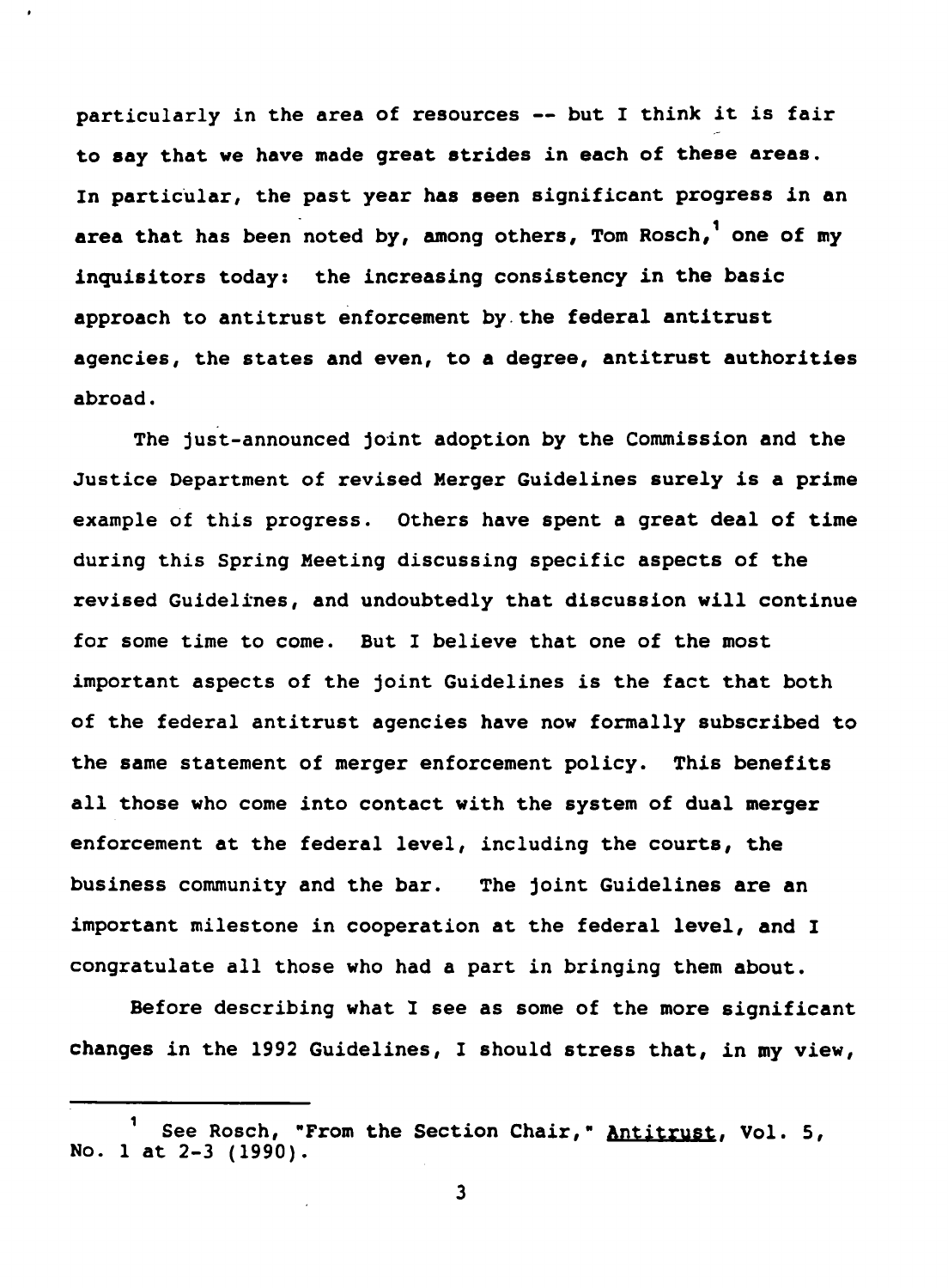particularly in the area of resources -- but I think it is fair to say that we have made great strides in each of these areas. In particular, the past year has seen significant progress in an area that has been noted by, among others, Tom Rosch,[1] one of my inquisitors today: the increasing consistency in the basic approach to antitrust enforcement by the federal antitrust agencies, the states and even, to a degree, antitrust authorities abroad.

The just-announced joint adoption by the Commission and the Justice Department of revised Merger Guidelines surely is a prime example of this progress. Others have spent a great deal of time during this Spring Meeting discussing specific aspects of the revised Guidelines, and undoubtedly that discussion will continue for some time to come. But I believe that one of the most important aspects of the joint Guidelines is the fact that both of the federal antitrust agencies have now formally subscribed to the same statement of merger enforcement policy. This benefits all those who come into contact with the system of dual merger enforcement at the federal level, including the courts, the business community and the bar. The joint Guidelines are an important milestone in cooperation at the federal level, and I congratulate all those who had a part in bringing them about.

Before describing what I see as some of the more significant changes in the 1992 Guidelines, I should stress that, in my view,

---

[1] See Rosch, "From the Section Chair," Antitrust, Vol. 5, No. 1 at 2-3 (1990).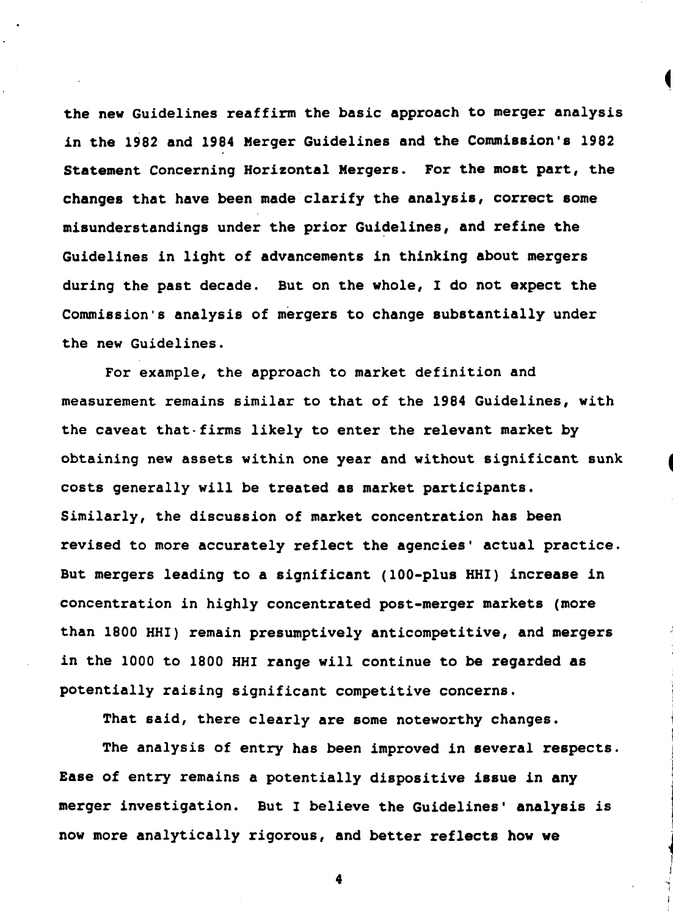the new Guidelines reaffirm the basic approach to merger analysis in the 1982 and 1984 Merger Guidelines and the Commission's 1982 Statement Concerning Horizontal Mergers. For the most part, the changes that have been made clarify the analysis, correct some misunderstandings under the prior Guidelines, and refine the Guidelines in light of advancements in thinking about mergers during the past decade. But on the whole, I do not expect the Commission's analysis of mergers to change substantially under the new Guidelines.

For example, the approach to market definition and measurement remains similar to that of the 1984 Guidelines, with the caveat that firms likely to enter the relevant market by obtaining new assets within one year and without significant sunk costs generally will be treated as market participants. Similarly, the discussion of market concentration has been revised to more accurately reflect the agencies' actual practice. But mergers leading to a significant (100-plus HHI) increase in concentration in highly concentrated post-merger markets (more than 1800 HHI) remain presumptively anticompetitive, and mergers in the 1000 to 1800 HHI range will continue to be regarded as potentially raising significant competitive concerns.

That said, there clearly are some noteworthy changes.

The analysis of entry has been improved in several respects. Ease of entry remains a potentially dispositive issue in any merger investigation. But I believe the Guidelines' analysis is now more analytically rigorous, and better reflects how we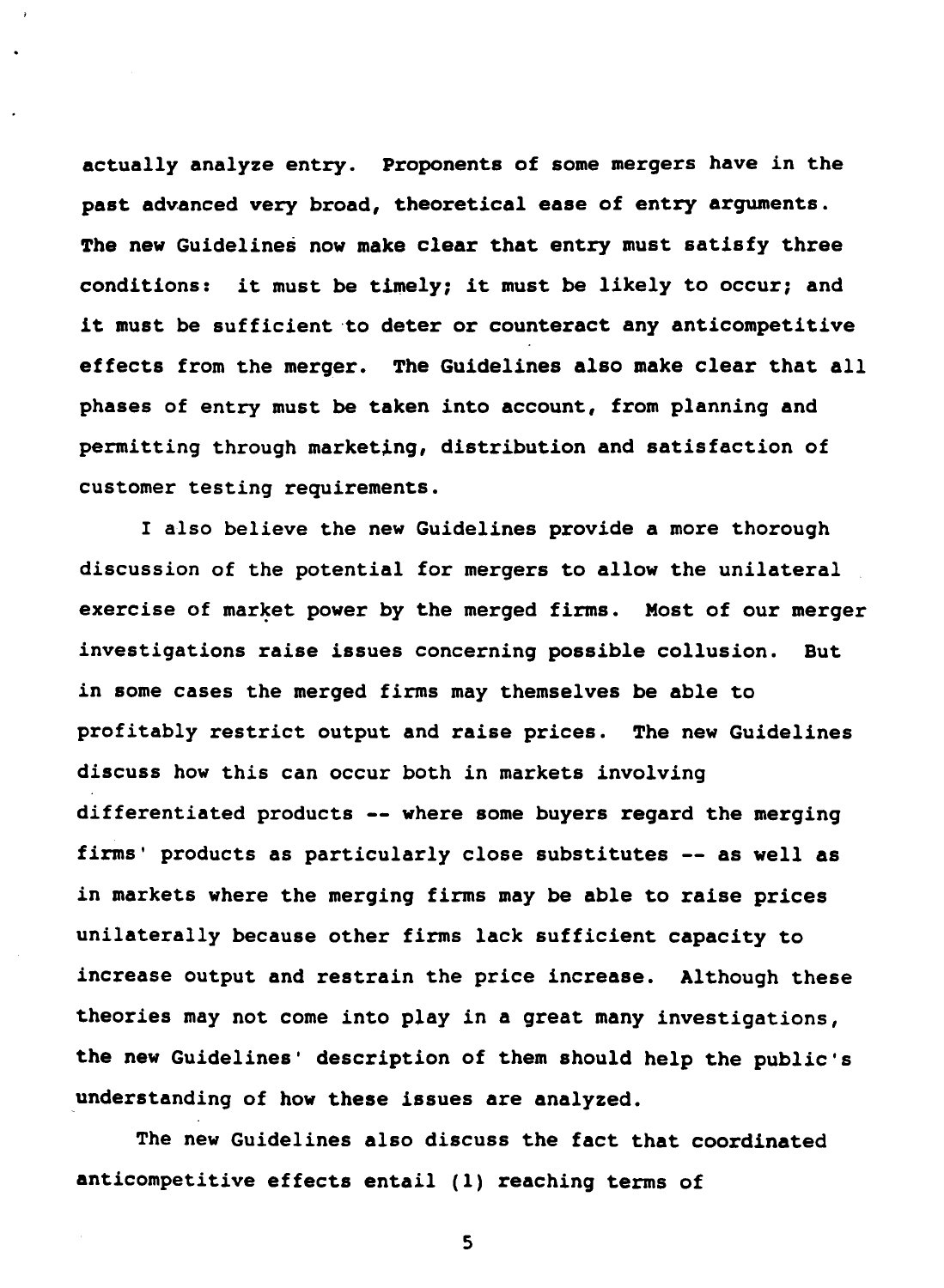actually analyze entry. Proponents of some mergers have in the past advanced very broad, theoretical ease of entry arguments. The new Guidelines now make clear that entry must satisfy three conditions: it must be timely; it must be likely to occur; and it must be sufficient to deter or counteract any anticompetitive effects from the merger. The Guidelines also make clear that all phases of entry must be taken into account, from planning and permitting through marketing, distribution and satisfaction of customer testing requirements.

I also believe the new Guidelines provide a more thorough discussion of the potential for mergers to allow the unilateral exercise of market power by the merged firms. Most of our merger investigations raise issues concerning possible collusion. But in some cases the merged firms may themselves be able to profitably restrict output and raise prices. The new Guidelines discuss how this can occur both in markets involving differentiated products -- where some buyers regard the merging firms' products as particularly close substitutes -- as well as in markets where the merging firms may be able to raise prices unilaterally because other firms lack sufficient capacity to increase output and restrain the price increase. Although these theories may not come into play in a great many investigations, the new Guidelines' description of them should help the public's understanding of how these issues are analyzed.

The new Guidelines also discuss the fact that coordinated anticompetitive effects entail (1) reaching terms of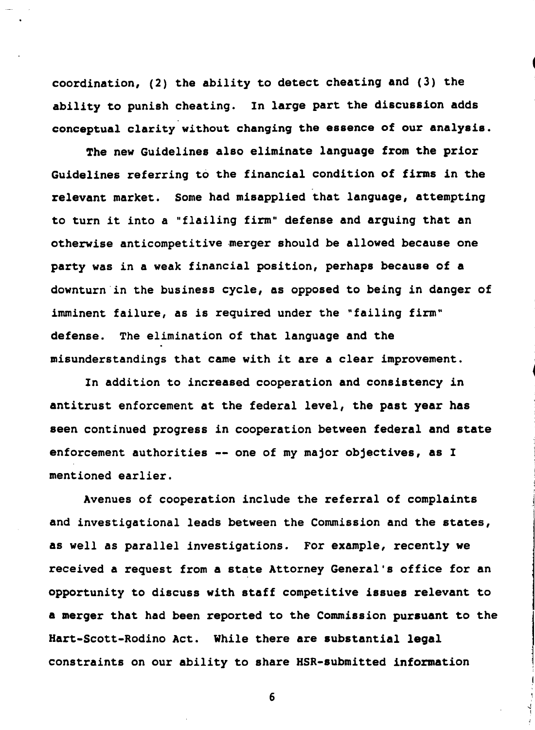coordination, (2) the ability to detect cheating and (3) the ability to punish cheating. In large part the discussion adds conceptual clarity without changing the essence of our analysis.

The new Guidelines also eliminate language from the prior Guidelines referring to the financial condition of firms in the relevant market. Some had misapplied that language, attempting to turn it into a "flailing firm" defense and arguing that an otherwise anticompetitive merger should be allowed because one party was in a weak financial position, perhaps because of a downturn in the business cycle, as opposed to being in danger of imminent failure, as is required under the "failing firm" defense. The elimination of that language and the misunderstandings that came with it are a clear improvement.

In addition to increased cooperation and consistency in antitrust enforcement at the federal level, the past year has seen continued progress in cooperation between federal and state enforcement authorities -- one of my major objectives, as I mentioned earlier.

Avenues of cooperation include the referral of complaints and investigational leads between the Commission and the states, as well as parallel investigations. For example, recently we received a request from a state Attorney General's office for an opportunity to discuss with staff competitive issues relevant to a merger that had been reported to the Commission pursuant to the Hart-Scott-Rodino Act. While there are substantial legal constraints on our ability to share HSR-submitted information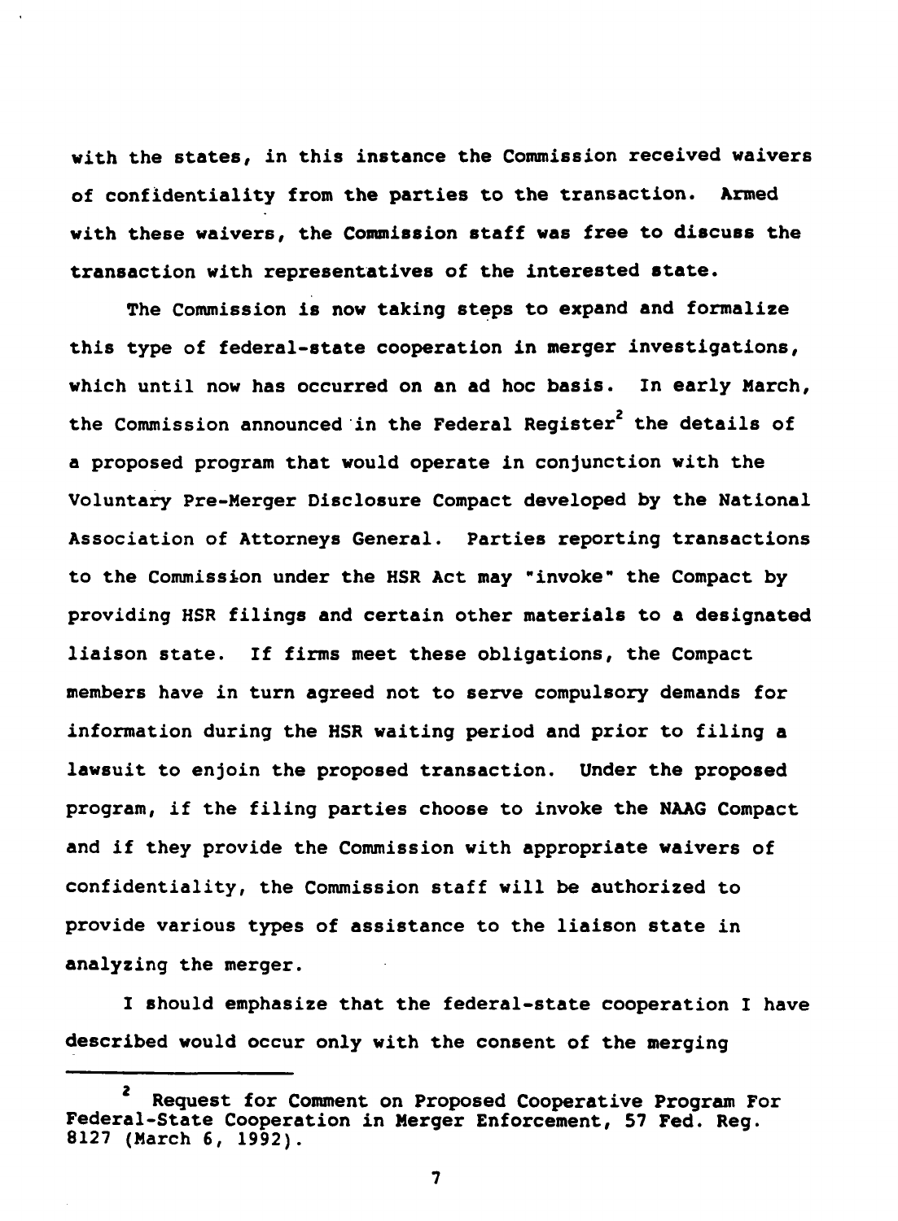with the states, in this instance the Commission received waivers of confidentiality from the parties to the transaction. Armed with these waivers, the Commission staff was free to discuss the transaction with representatives of the interested state.

The Commission is now taking steps to expand and formalize this type of federal-state cooperation in merger investigations, which until now has occurred on an ad hoc basis. In early March, the Commission announced in the Federal Register[2] the details of a proposed program that would operate in conjunction with the Voluntary Pre-Merger Disclosure Compact developed by the National Association of Attorneys General. Parties reporting transactions to the Commission under the HSR Act may "invoke" the Compact by providing HSR filings and certain other materials to a designated liaison state. If firms meet these obligations, the Compact members have in turn agreed not to serve compulsory demands for information during the HSR waiting period and prior to filing a lawsuit to enjoin the proposed transaction. Under the proposed program, if the filing parties choose to invoke the NAAG Compact and if they provide the Commission with appropriate waivers of confidentiality, the Commission staff will be authorized to provide various types of assistance to the liaison state in analyzing the merger.

I should emphasize that the federal-state cooperation I have described would occur only with the consent of the merging

---

[2] Request for Comment on Proposed Cooperative Program For Federal-State Cooperation in Merger Enforcement, 57 Fed. Reg. 8127 (March 6, 1992).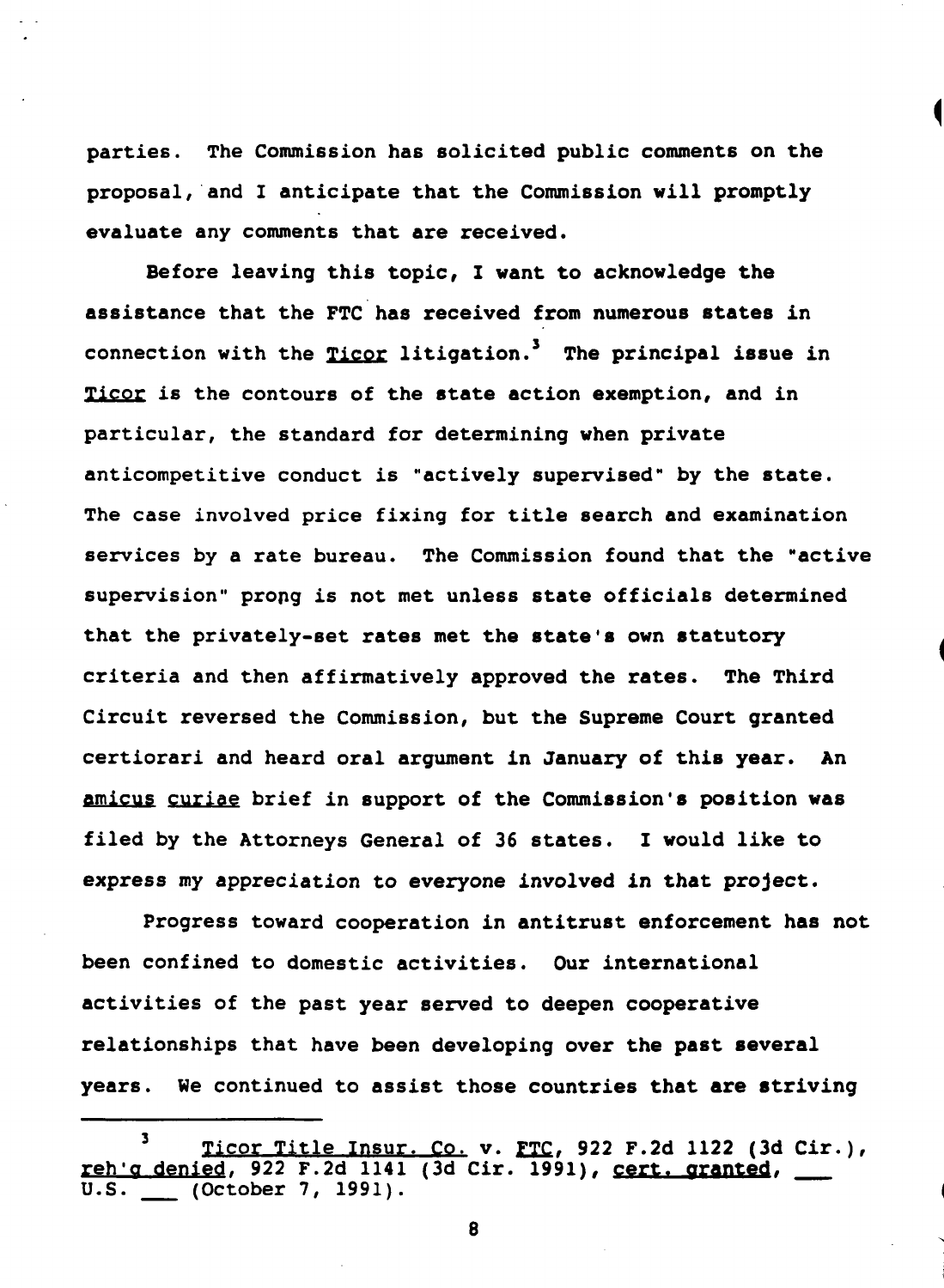parties. The Commission has solicited public comments on the proposal, and I anticipate that the Commission will promptly evaluate any comments that are received.

Before leaving this topic, I want to acknowledge the assistance that the FTC has received from numerous states in connection with the Ticor litigation.[3] The principal issue in Ticor is the contours of the state action exemption, and in particular, the standard for determining when private anticompetitive conduct is "actively supervised" by the state. The case involved price fixing for title search and examination services by a rate bureau. The Commission found that the "active supervision" prong is not met unless state officials determined that the privately-set rates met the state's own statutory criteria and then affirmatively approved the rates. The Third Circuit reversed the Commission, but the Supreme Court granted certiorari and heard oral argument in January of this year. An *amicus curiae* brief in support of the Commission's position was filed by the Attorneys General of 36 states. I would like to express my appreciation to everyone involved in that project.

Progress toward cooperation in antitrust enforcement has not been confined to domestic activities. Our international activities of the past year served to deepen cooperative relationships that have been developing over the past several years. We continued to assist those countries that are striving

---

[3] Ticor Title Insur. Co. v. FTC, 922 F.2d 1122 (3d Cir.), reh'g denied, 922 F.2d 1141 (3d Cir. 1991), cert. granted, ___ U.S. ___ (October 7, 1991).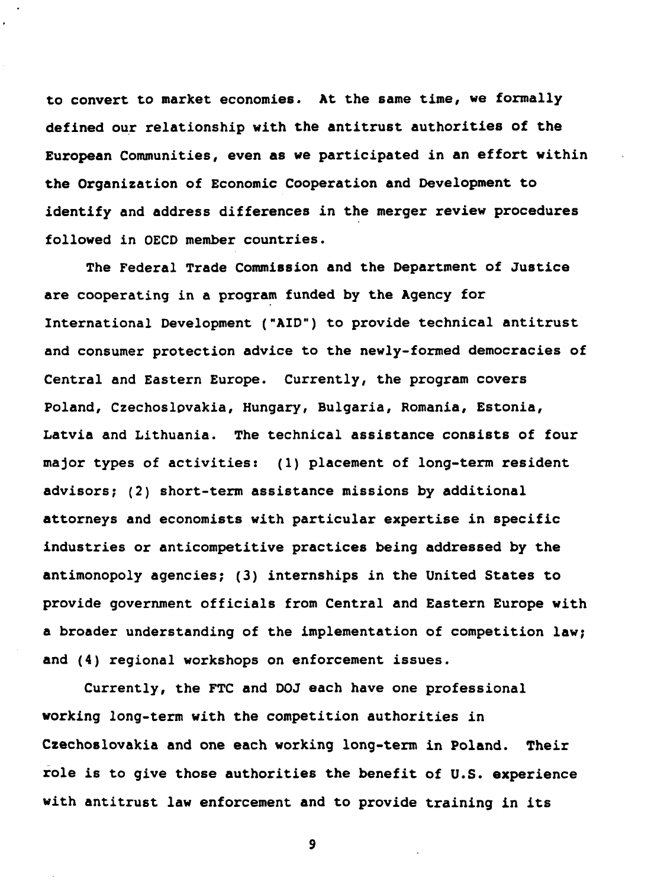to convert to market economies. At the same time, we formally defined our relationship with the antitrust authorities of the European Communities, even as we participated in an effort within the Organization of Economic Cooperation and Development to identify and address differences in the merger review procedures followed in OECD member countries.

The Federal Trade Commission and the Department of Justice are cooperating in a program funded by the Agency for International Development ("AID") to provide technical antitrust and consumer protection advice to the newly-formed democracies of Central and Eastern Europe. Currently, the program covers Poland, Czechoslovakia, Hungary, Bulgaria, Romania, Estonia, Latvia and Lithuania. The technical assistance consists of four major types of activities: (1) placement of long-term resident advisors; (2) short-term assistance missions by additional attorneys and economists with particular expertise in specific industries or anticompetitive practices being addressed by the antimonopoly agencies; (3) internships in the United States to provide government officials from Central and Eastern Europe with a broader understanding of the implementation of competition law; and (4) regional workshops on enforcement issues.

Currently, the FTC and DOJ each have one professional working long-term with the competition authorities in Czechoslovakia and one each working long-term in Poland. Their role is to give those authorities the benefit of U.S. experience with antitrust law enforcement and to provide training in its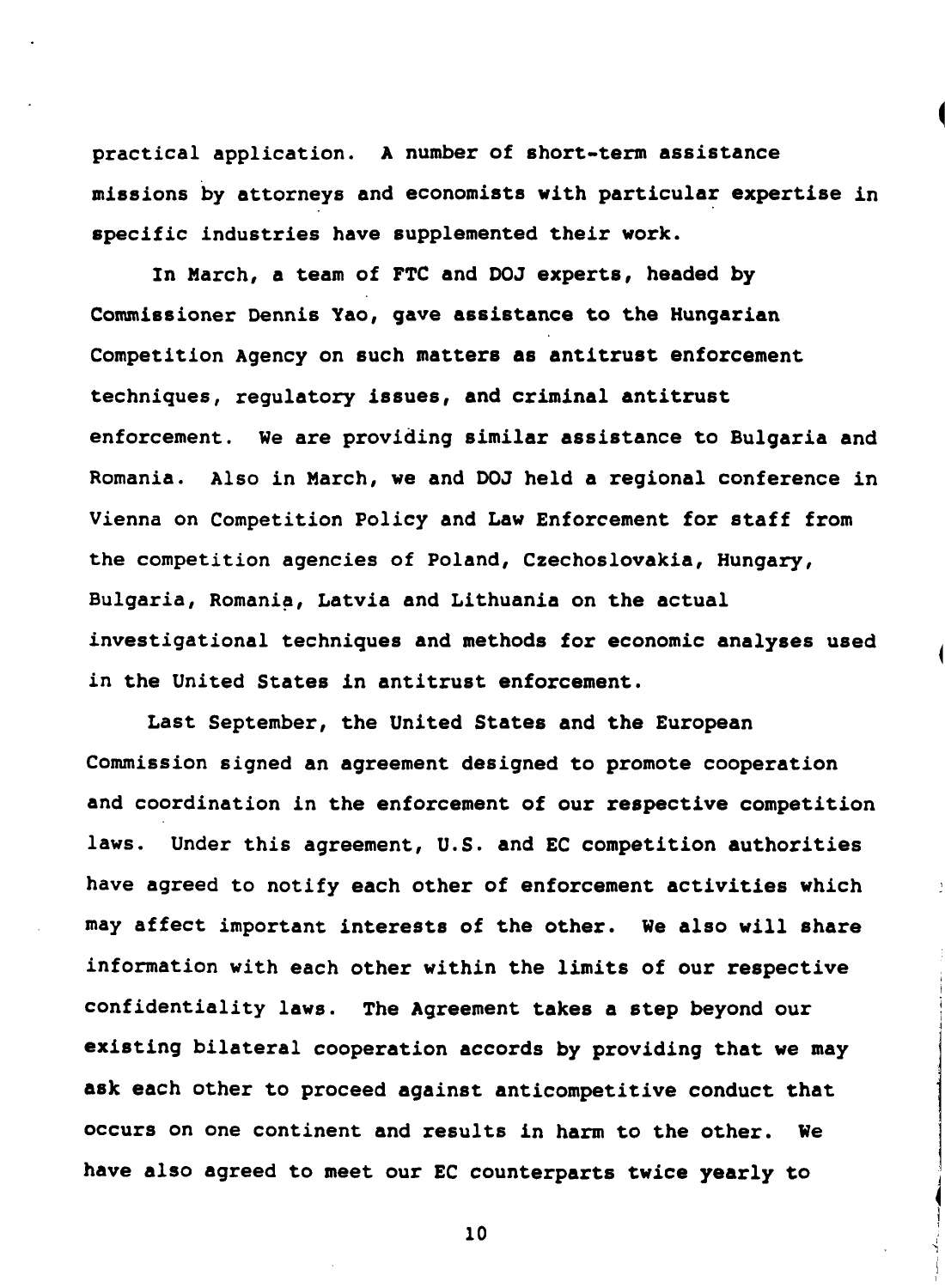practical application. A number of short-term assistance missions by attorneys and economists with particular expertise in specific industries have supplemented their work.

In March, a team of FTC and DOJ experts, headed by Commissioner Dennis Yao, gave assistance to the Hungarian Competition Agency on such matters as antitrust enforcement techniques, regulatory issues, and criminal antitrust enforcement. We are providing similar assistance to Bulgaria and Romania. Also in March, we and DOJ held a regional conference in Vienna on Competition Policy and Law Enforcement for staff from the competition agencies of Poland, Czechoslovakia, Hungary, Bulgaria, Romania, Latvia and Lithuania on the actual investigational techniques and methods for economic analyses used in the United States in antitrust enforcement.

Last September, the United States and the European Commission signed an agreement designed to promote cooperation and coordination in the enforcement of our respective competition laws. Under this agreement, U.S. and EC competition authorities have agreed to notify each other of enforcement activities which may affect important interests of the other. We also will share information with each other within the limits of our respective confidentiality laws. The Agreement takes a step beyond our existing bilateral cooperation accords by providing that we may ask each other to proceed against anticompetitive conduct that occurs on one continent and results in harm to the other. We have also agreed to meet our EC counterparts twice yearly to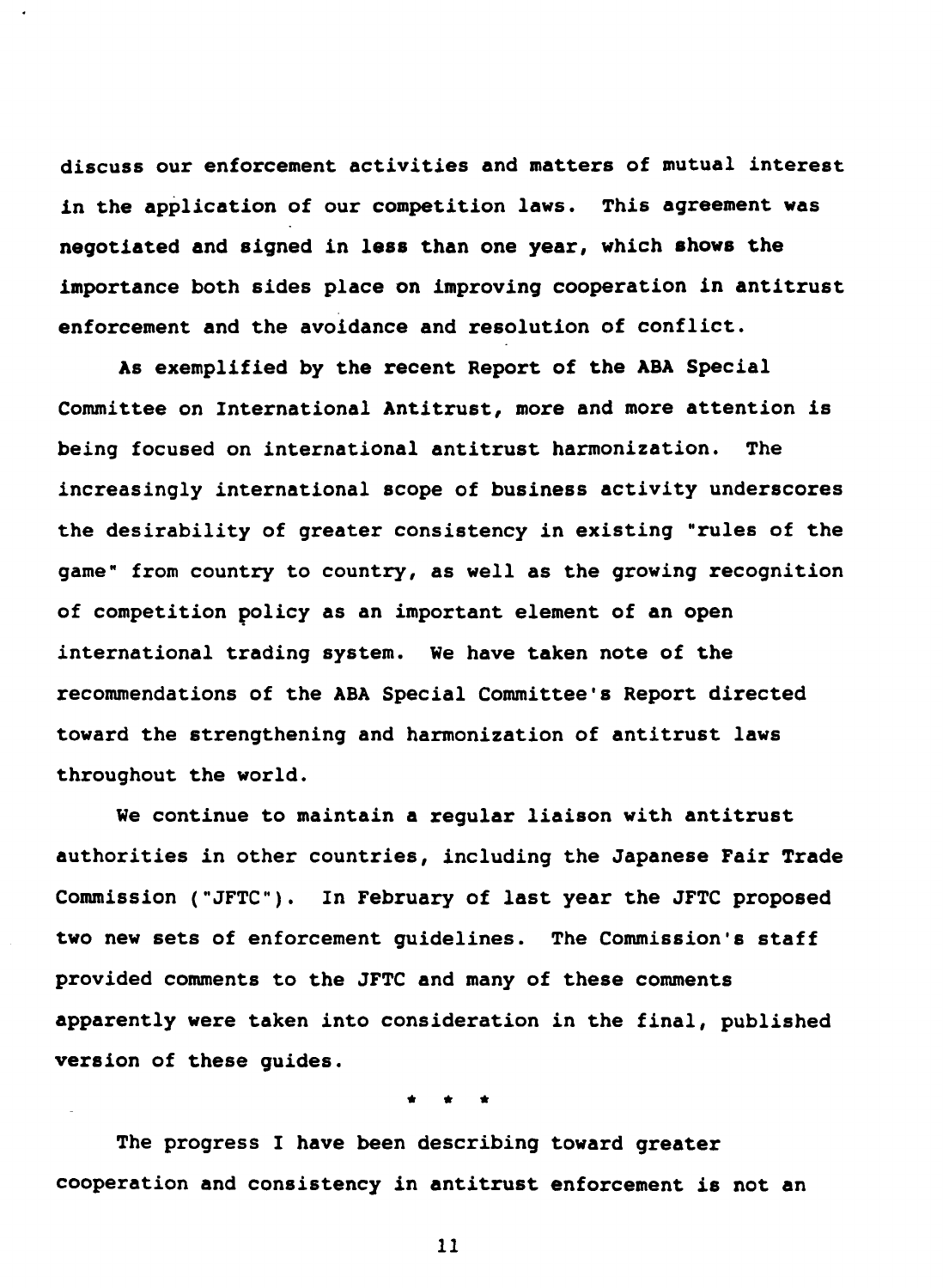discuss our enforcement activities and matters of mutual interest in the application of our competition laws. This agreement was negotiated and signed in less than one year, which shows the importance both sides place on improving cooperation in antitrust enforcement and the avoidance and resolution of conflict.

As exemplified by the recent Report of the ABA Special Committee on International Antitrust, more and more attention is being focused on international antitrust harmonization. The increasingly international scope of business activity underscores the desirability of greater consistency in existing "rules of the game" from country to country, as well as the growing recognition of competition policy as an important element of an open international trading system. We have taken note of the recommendations of the ABA Special Committee's Report directed toward the strengthening and harmonization of antitrust laws throughout the world.

We continue to maintain a regular liaison with antitrust authorities in other countries, including the Japanese Fair Trade Commission ("JFTC"). In February of last year the JFTC proposed two new sets of enforcement guidelines. The Commission's staff provided comments to the JFTC and many of these comments apparently were taken into consideration in the final, published version of these guides.

\* \* \*

The progress I have been describing toward greater cooperation and consistency in antitrust enforcement is not an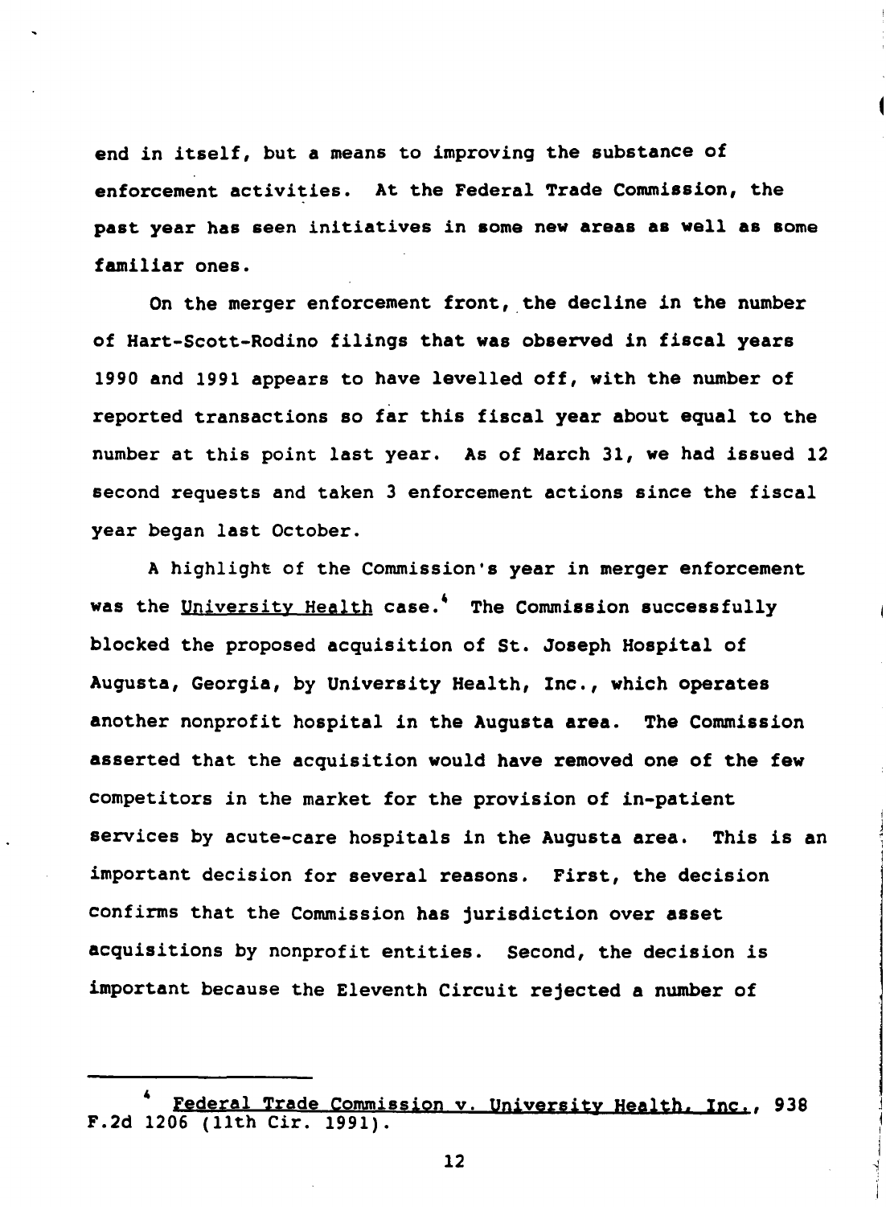end in itself, but a means to improving the substance of enforcement activities. At the Federal Trade Commission, the past year has seen initiatives in some new areas as well as some familiar ones.

On the merger enforcement front, the decline in the number of Hart-Scott-Rodino filings that was observed in fiscal years 1990 and 1991 appears to have levelled off, with the number of reported transactions so far this fiscal year about equal to the number at this point last year. As of March 31, we had issued 12 second requests and taken 3 enforcement actions since the fiscal year began last October.

A highlight of the Commission's year in merger enforcement was the University Health case.[4] The Commission successfully blocked the proposed acquisition of St. Joseph Hospital of Augusta, Georgia, by University Health, Inc., which operates another nonprofit hospital in the Augusta area. The Commission asserted that the acquisition would have removed one of the few competitors in the market for the provision of in-patient services by acute-care hospitals in the Augusta area. This is an important decision for several reasons. First, the decision confirms that the Commission has jurisdiction over asset acquisitions by nonprofit entities. Second, the decision is important because the Eleventh Circuit rejected a number of

---

[4] Federal Trade Commission v. University Health, Inc., 938 F.2d 1206 (11th Cir. 1991).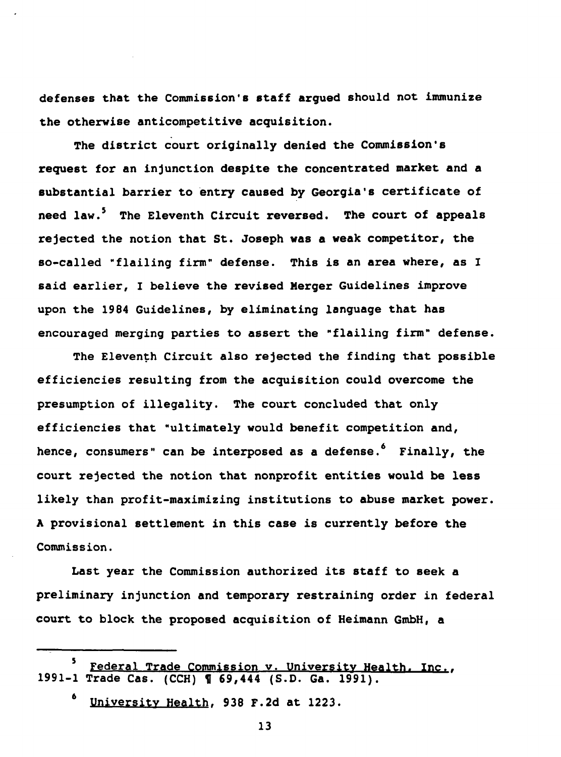defenses that the Commission's staff argued should not immunize the otherwise anticompetitive acquisition.

The district court originally denied the Commission's request for an injunction despite the concentrated market and a substantial barrier to entry caused by Georgia's certificate of need law.[5] The Eleventh Circuit reversed. The court of appeals rejected the notion that St. Joseph was a weak competitor, the so-called "flailing firm" defense. This is an area where, as I said earlier, I believe the revised Merger Guidelines improve upon the 1984 Guidelines, by eliminating language that has encouraged merging parties to assert the "flailing firm" defense.

The Eleventh Circuit also rejected the finding that possible efficiencies resulting from the acquisition could overcome the presumption of illegality. The court concluded that only efficiencies that "ultimately would benefit competition and, hence, consumers" can be interposed as a defense.[6] Finally, the court rejected the notion that nonprofit entities would be less likely than profit-maximizing institutions to abuse market power. A provisional settlement in this case is currently before the Commission.

Last year the Commission authorized its staff to seek a preliminary injunction and temporary restraining order in federal court to block the proposed acquisition of Heimann GmbH, a

---

[5] Federal Trade Commission v. University Health, Inc., 1991-1 Trade Cas. (CCH) ¶ 69,444 (S.D. Ga. 1991).

[6] University Health, 938 F.2d at 1223.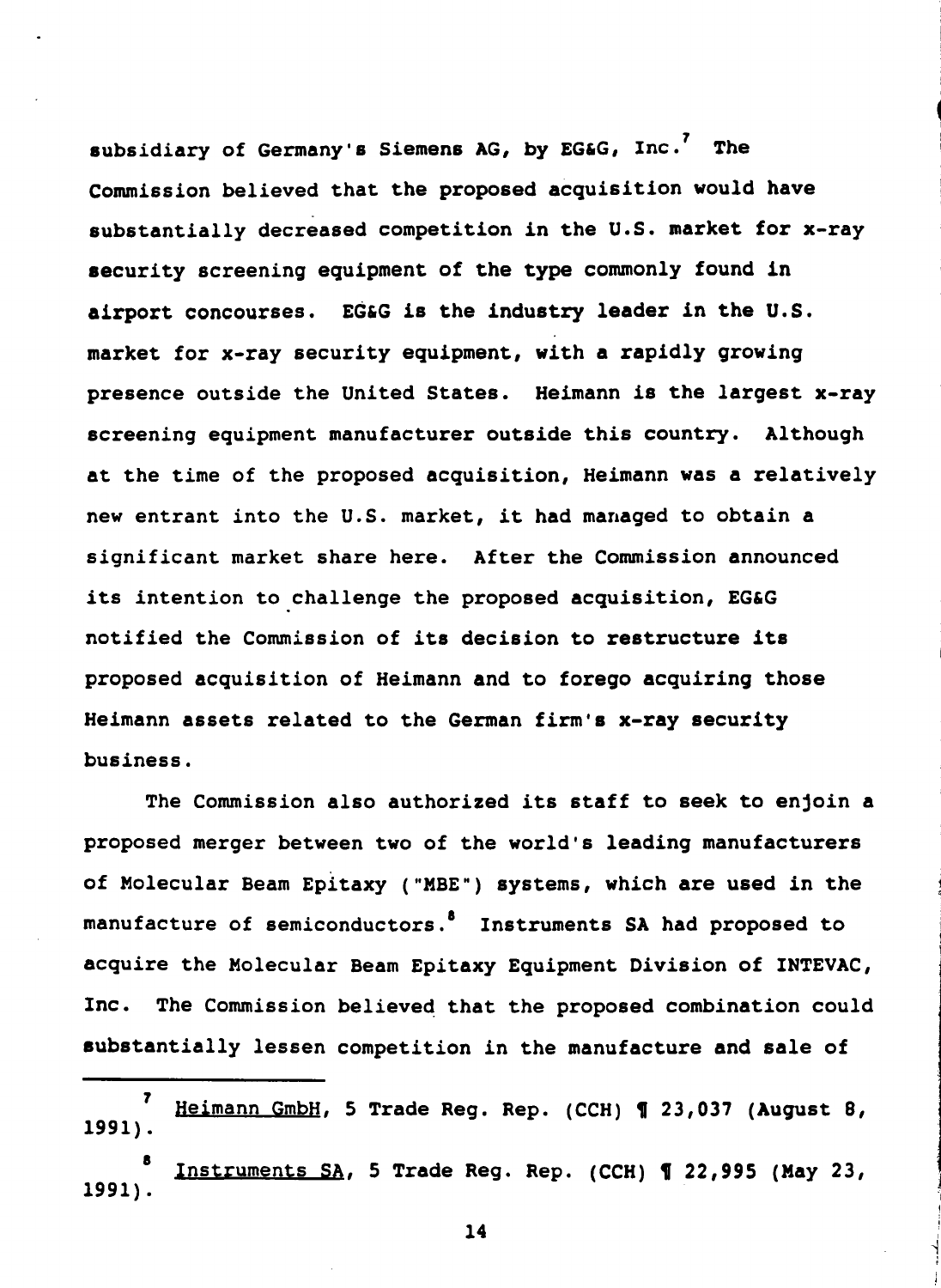subsidiary of Germany's Siemens AG, by EG&G, Inc.[7] The Commission believed that the proposed acquisition would have substantially decreased competition in the U.S. market for x-ray security screening equipment of the type commonly found in airport concourses. EG&G is the industry leader in the U.S. market for x-ray security equipment, with a rapidly growing presence outside the United States. Heimann is the largest x-ray screening equipment manufacturer outside this country. Although at the time of the proposed acquisition, Heimann was a relatively new entrant into the U.S. market, it had managed to obtain a significant market share here. After the Commission announced its intention to challenge the proposed acquisition, EG&G notified the Commission of its decision to restructure its proposed acquisition of Heimann and to forego acquiring those Heimann assets related to the German firm's x-ray security business.

The Commission also authorized its staff to seek to enjoin a proposed merger between two of the world's leading manufacturers of Molecular Beam Epitaxy ("MBE") systems, which are used in the manufacture of semiconductors.[8] Instruments SA had proposed to acquire the Molecular Beam Epitaxy Equipment Division of INTEVAC, Inc. The Commission believed that the proposed combination could substantially lessen competition in the manufacture and sale of

---

[7] Heimann GmbH, 5 Trade Reg. Rep. (CCH) ¶ 23,037 (August 8, 1991).

[8] Instruments SA, 5 Trade Reg. Rep. (CCH) ¶ 22,995 (May 23, 1991).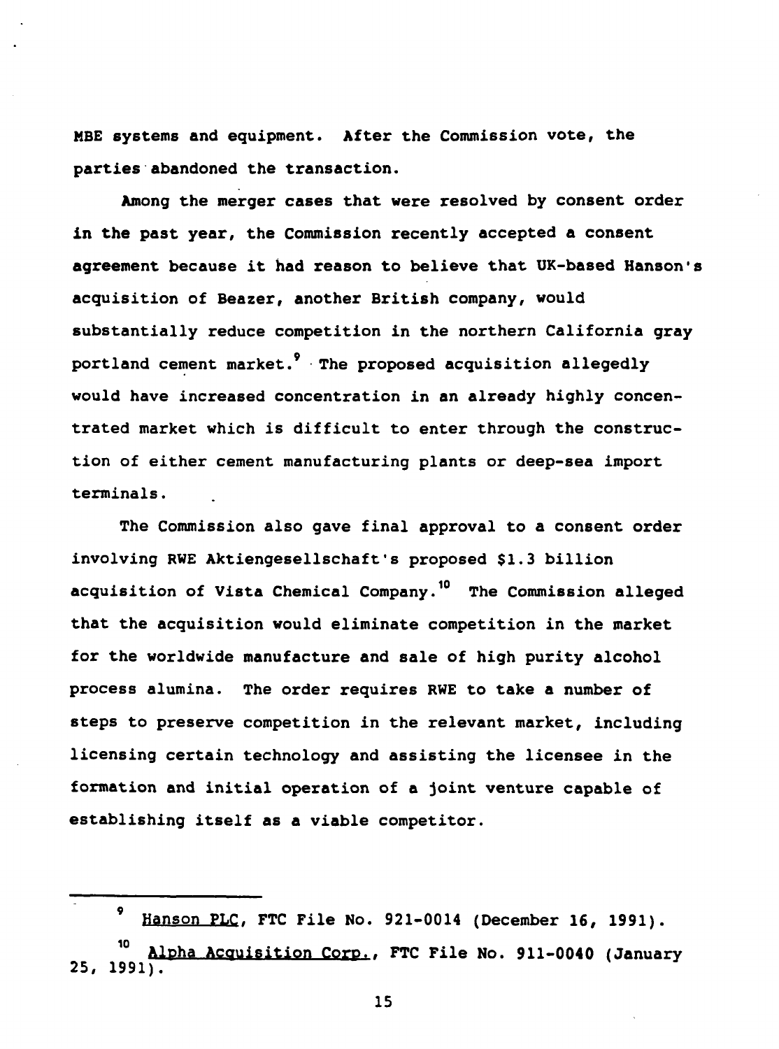MBE systems and equipment. After the Commission vote, the parties abandoned the transaction.

Among the merger cases that were resolved by consent order in the past year, the Commission recently accepted a consent agreement because it had reason to believe that UK-based Hanson's acquisition of Beazer, another British company, would substantially reduce competition in the northern California gray portland cement market.[9] The proposed acquisition allegedly would have increased concentration in an already highly concentrated market which is difficult to enter through the construction of either cement manufacturing plants or deep-sea import terminals.

The Commission also gave final approval to a consent order involving RWE Aktiengesellschaft's proposed $1.3 billion acquisition of Vista Chemical Company.[10] The Commission alleged that the acquisition would eliminate competition in the market for the worldwide manufacture and sale of high purity alcohol process alumina. The order requires RWE to take a number of steps to preserve competition in the relevant market, including licensing certain technology and assisting the licensee in the formation and initial operation of a joint venture capable of establishing itself as a viable competitor.

---

[9] Hanson PLC, FTC File No. 921-0014 (December 16, 1991).

[10] Alpha Acquisition Corp., FTC File No. 911-0040 (January 25, 1991).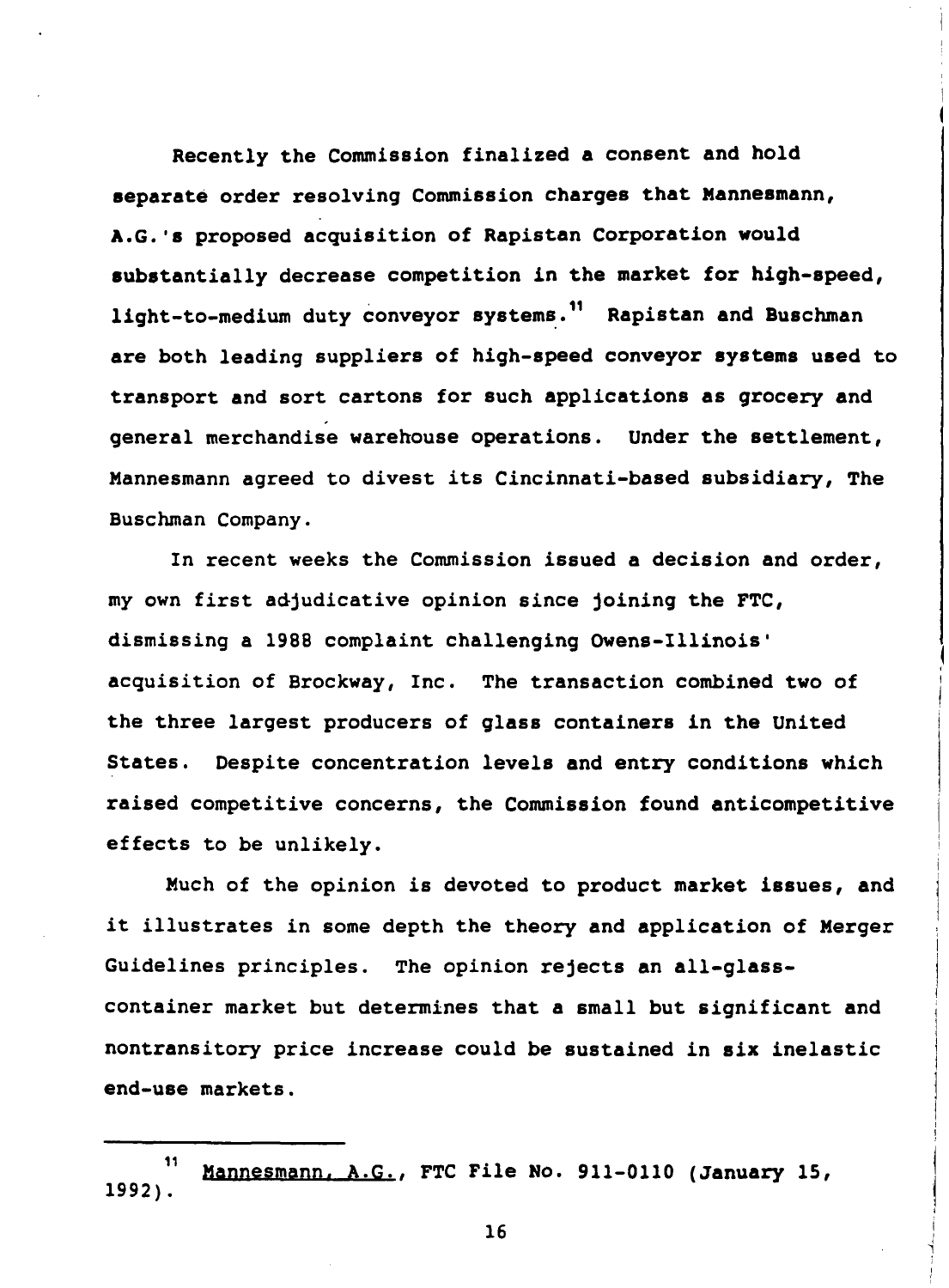Recently the Commission finalized a consent and hold separate order resolving Commission charges that Mannesmann, A.G.'s proposed acquisition of Rapistan Corporation would substantially decrease competition in the market for high-speed, light-to-medium duty conveyor systems.[11] Rapistan and Buschman are both leading suppliers of high-speed conveyor systems used to transport and sort cartons for such applications as grocery and general merchandise warehouse operations. Under the settlement, Mannesmann agreed to divest its Cincinnati-based subsidiary, The Buschman Company.

In recent weeks the Commission issued a decision and order, my own first adjudicative opinion since joining the FTC, dismissing a 1988 complaint challenging Owens-Illinois' acquisition of Brockway, Inc. The transaction combined two of the three largest producers of glass containers in the United States. Despite concentration levels and entry conditions which raised competitive concerns, the Commission found anticompetitive effects to be unlikely.

Much of the opinion is devoted to product market issues, and it illustrates in some depth the theory and application of Merger Guidelines principles. The opinion rejects an all-glass-container market but determines that a small but significant and nontransitory price increase could be sustained in six inelastic end-use markets.

---

[11] Mannesmann, A.G., FTC File No. 911-0110 (January 15, 1992).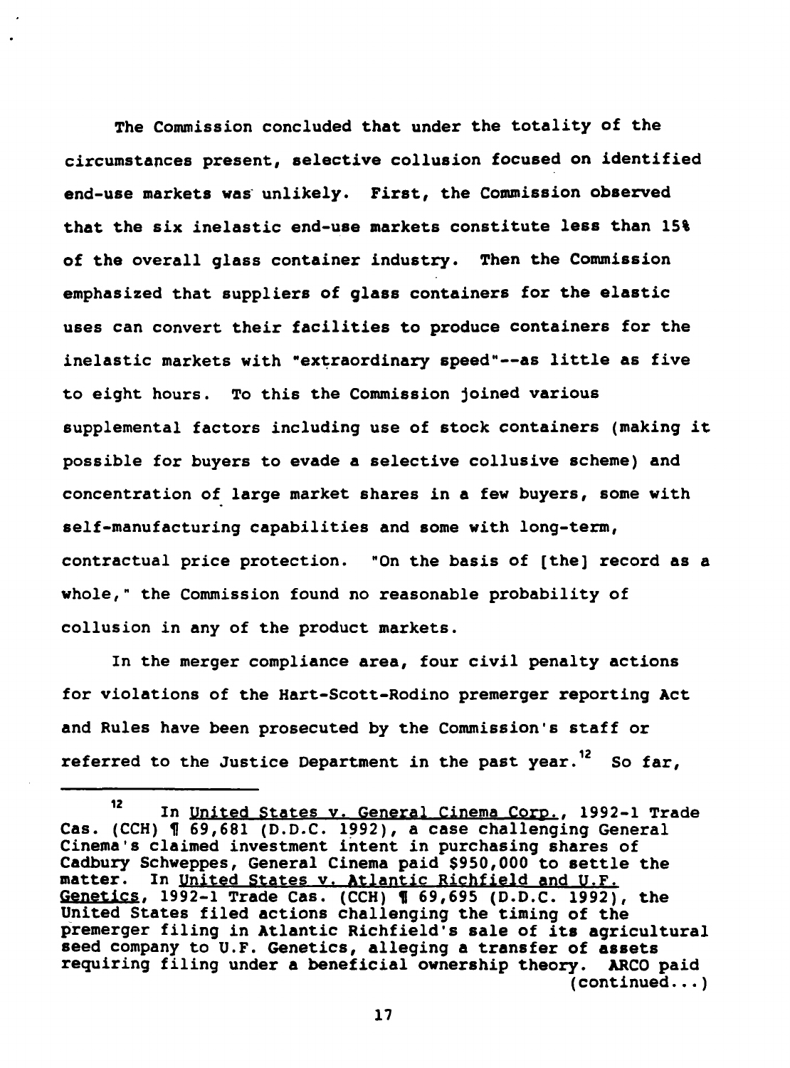The Commission concluded that under the totality of the circumstances present, selective collusion focused on identified end-use markets was unlikely. First, the Commission observed that the six inelastic end-use markets constitute less than 15% of the overall glass container industry. Then the Commission emphasized that suppliers of glass containers for the elastic uses can convert their facilities to produce containers for the inelastic markets with "extraordinary speed"--as little as five to eight hours. To this the Commission joined various supplemental factors including use of stock containers (making it possible for buyers to evade a selective collusive scheme) and concentration of large market shares in a few buyers, some with self-manufacturing capabilities and some with long-term, contractual price protection. "On the basis of [the] record as a whole," the Commission found no reasonable probability of collusion in any of the product markets.

In the merger compliance area, four civil penalty actions for violations of the Hart-Scott-Rodino premerger reporting Act and Rules have been prosecuted by the Commission's staff or referred to the Justice Department in the past year.[12] So far,

---

[12] In United States v. General Cinema Corp., 1992-1 Trade Cas. (CCH) ¶ 69,681 (D.D.C. 1992), a case challenging General Cinema's claimed investment intent in purchasing shares of Cadbury Schweppes, General Cinema paid $950,000 to settle the matter. In United States v. Atlantic Richfield and U.F. Genetics, 1992-1 Trade Cas. (CCH) ¶ 69,695 (D.D.C. 1992), the United States filed actions challenging the timing of the premerger filing in Atlantic Richfield's sale of its agricultural seed company to U.F. Genetics, alleging a transfer of assets requiring filing under a beneficial ownership theory. ARCO paid (continued...)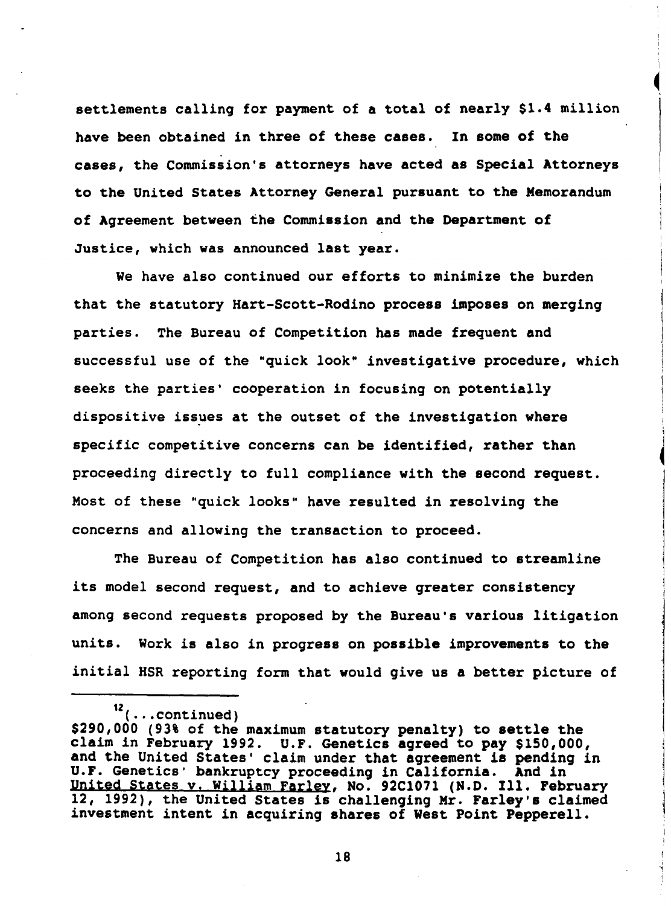settlements calling for payment of a total of nearly $1.4 million have been obtained in three of these cases. In some of the cases, the Commission's attorneys have acted as Special Attorneys to the United States Attorney General pursuant to the Memorandum of Agreement between the Commission and the Department of Justice, which was announced last year.

We have also continued our efforts to minimize the burden that the statutory Hart-Scott-Rodino process imposes on merging parties. The Bureau of Competition has made frequent and successful use of the "quick look" investigative procedure, which seeks the parties' cooperation in focusing on potentially dispositive issues at the outset of the investigation where specific competitive concerns can be identified, rather than proceeding directly to full compliance with the second request. Most of these "quick looks" have resulted in resolving the concerns and allowing the transaction to proceed.

The Bureau of Competition has also continued to streamline its model second request, and to achieve greater consistency among second requests proposed by the Bureau's various litigation units. Work is also in progress on possible improvements to the initial HSR reporting form that would give us a better picture of

---

[12](...continued)
$290,000 (93% of the maximum statutory penalty) to settle the claim in February 1992. U.F. Genetics agreed to pay $150,000, and the United States' claim under that agreement is pending in U.F. Genetics' bankruptcy proceeding in California. And in United States v. William Farley, No. 92C1071 (N.D. Ill. February 12, 1992), the United States is challenging Mr. Farley's claimed investment intent in acquiring shares of West Point Pepperell.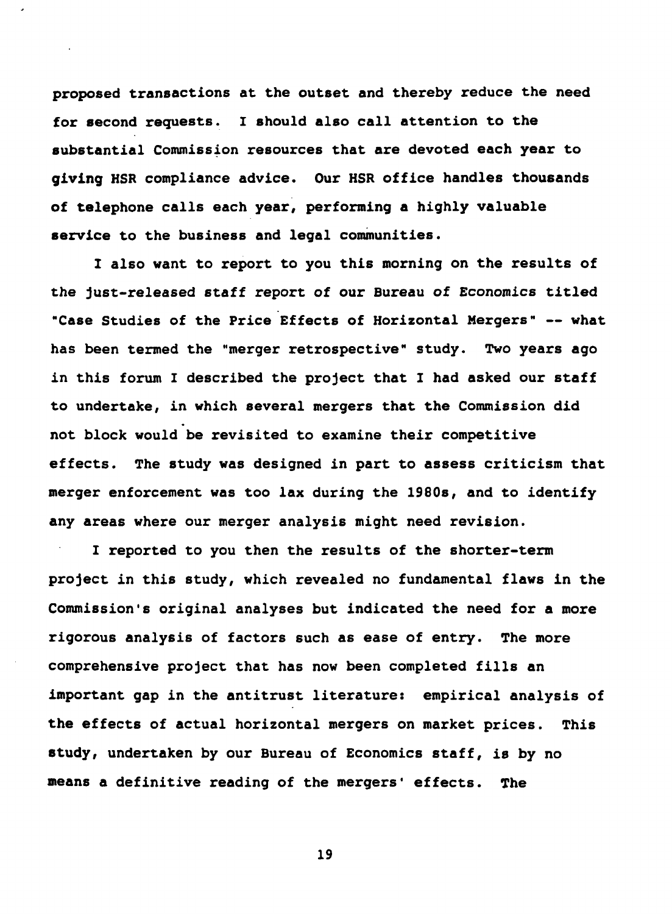proposed transactions at the outset and thereby reduce the need for second requests. I should also call attention to the substantial Commission resources that are devoted each year to giving HSR compliance advice. Our HSR office handles thousands of telephone calls each year, performing a highly valuable service to the business and legal communities.

I also want to report to you this morning on the results of the just-released staff report of our Bureau of Economics titled "Case Studies of the Price Effects of Horizontal Mergers" -- what has been termed the "merger retrospective" study. Two years ago in this forum I described the project that I had asked our staff to undertake, in which several mergers that the Commission did not block would be revisited to examine their competitive effects. The study was designed in part to assess criticism that merger enforcement was too lax during the 1980s, and to identify any areas where our merger analysis might need revision.

I reported to you then the results of the shorter-term project in this study, which revealed no fundamental flaws in the Commission's original analyses but indicated the need for a more rigorous analysis of factors such as ease of entry. The more comprehensive project that has now been completed fills an important gap in the antitrust literature: empirical analysis of the effects of actual horizontal mergers on market prices. This study, undertaken by our Bureau of Economics staff, is by no means a definitive reading of the mergers' effects. The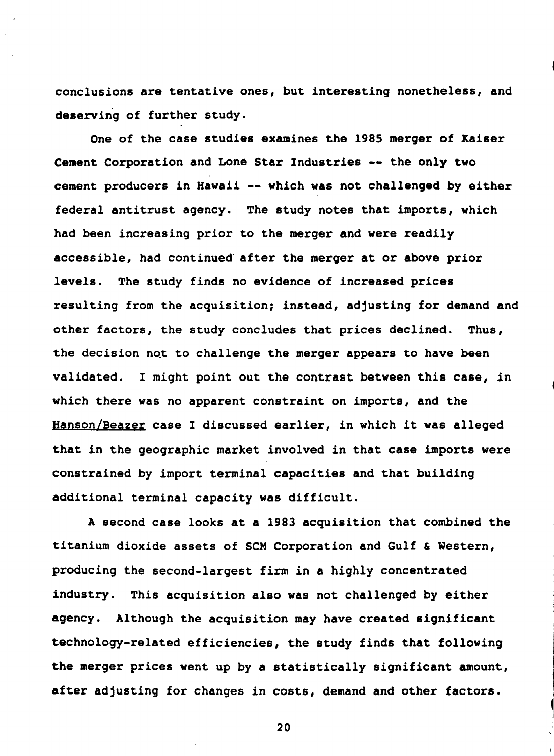conclusions are tentative ones, but interesting nonetheless, and deserving of further study.

One of the case studies examines the 1985 merger of Kaiser Cement Corporation and Lone Star Industries -- the only two cement producers in Hawaii -- which was not challenged by either federal antitrust agency. The study notes that imports, which had been increasing prior to the merger and were readily accessible, had continued after the merger at or above prior levels. The study finds no evidence of increased prices resulting from the acquisition; instead, adjusting for demand and other factors, the study concludes that prices declined. Thus, the decision not to challenge the merger appears to have been validated. I might point out the contrast between this case, in which there was no apparent constraint on imports, and the Hanson/Beazer case I discussed earlier, in which it was alleged that in the geographic market involved in that case imports were constrained by import terminal capacities and that building additional terminal capacity was difficult.

A second case looks at a 1983 acquisition that combined the titanium dioxide assets of SCM Corporation and Gulf & Western, producing the second-largest firm in a highly concentrated industry. This acquisition also was not challenged by either agency. Although the acquisition may have created significant technology-related efficiencies, the study finds that following the merger prices went up by a statistically significant amount, after adjusting for changes in costs, demand and other factors.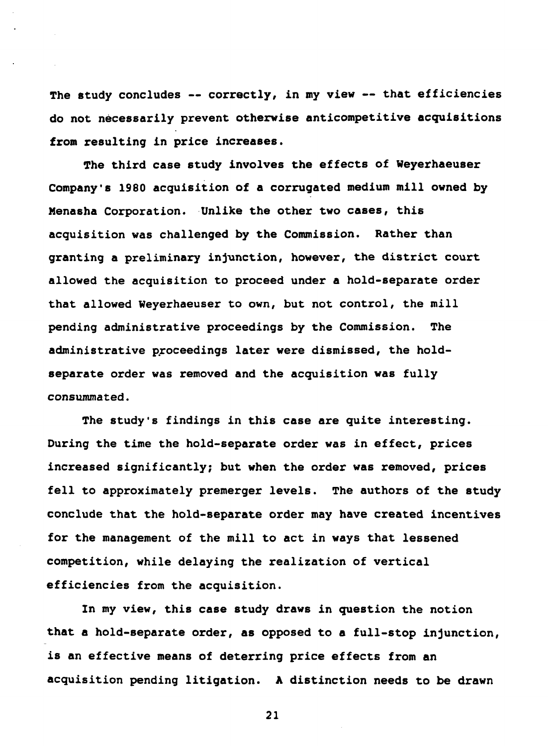The study concludes -- correctly, in my view -- that efficiencies do not necessarily prevent otherwise anticompetitive acquisitions from resulting in price increases.

The third case study involves the effects of Weyerhaeuser Company's 1980 acquisition of a corrugated medium mill owned by Menasha Corporation. Unlike the other two cases, this acquisition was challenged by the Commission. Rather than granting a preliminary injunction, however, the district court allowed the acquisition to proceed under a hold-separate order that allowed Weyerhaeuser to own, but not control, the mill pending administrative proceedings by the Commission. The administrative proceedings later were dismissed, the hold-separate order was removed and the acquisition was fully consummated.

The study's findings in this case are quite interesting. During the time the hold-separate order was in effect, prices increased significantly; but when the order was removed, prices fell to approximately premerger levels. The authors of the study conclude that the hold-separate order may have created incentives for the management of the mill to act in ways that lessened competition, while delaying the realization of vertical efficiencies from the acquisition.

In my view, this case study draws in question the notion that a hold-separate order, as opposed to a full-stop injunction, is an effective means of deterring price effects from an acquisition pending litigation. A distinction needs to be drawn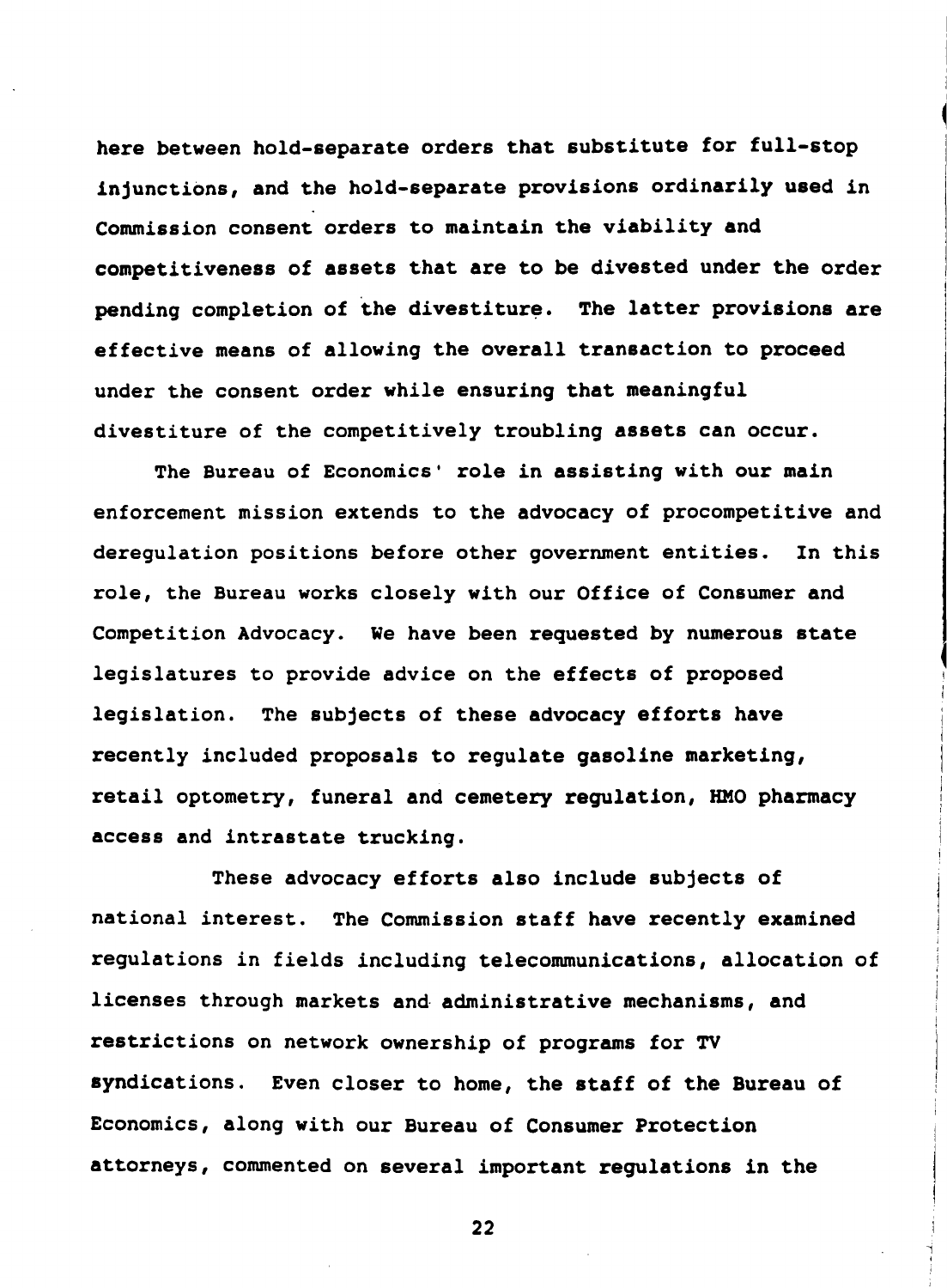here between hold-separate orders that substitute for full-stop injunctions, and the hold-separate provisions ordinarily used in Commission consent orders to maintain the viability and competitiveness of assets that are to be divested under the order pending completion of the divestiture. The latter provisions are effective means of allowing the overall transaction to proceed under the consent order while ensuring that meaningful divestiture of the competitively troubling assets can occur.

The Bureau of Economics' role in assisting with our main enforcement mission extends to the advocacy of procompetitive and deregulation positions before other government entities. In this role, the Bureau works closely with our Office of Consumer and Competition Advocacy. We have been requested by numerous state legislatures to provide advice on the effects of proposed legislation. The subjects of these advocacy efforts have recently included proposals to regulate gasoline marketing, retail optometry, funeral and cemetery regulation, HMO pharmacy access and intrastate trucking.

These advocacy efforts also include subjects of national interest. The Commission staff have recently examined regulations in fields including telecommunications, allocation of licenses through markets and administrative mechanisms, and restrictions on network ownership of programs for TV syndications. Even closer to home, the staff of the Bureau of Economics, along with our Bureau of Consumer Protection attorneys, commented on several important regulations in the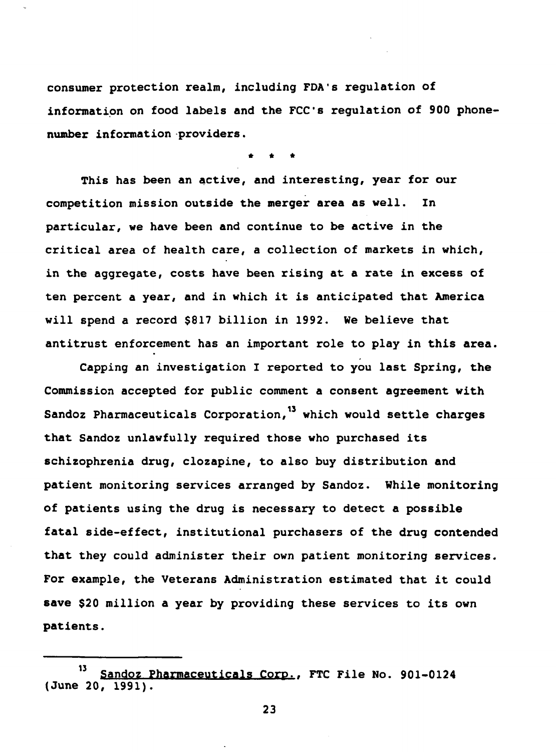consumer protection realm, including FDA's regulation of information on food labels and the FCC's regulation of 900 phone-number information providers.

\* \* \*

This has been an active, and interesting, year for our competition mission outside the merger area as well. In particular, we have been and continue to be active in the critical area of health care, a collection of markets in which, in the aggregate, costs have been rising at a rate in excess of ten percent a year, and in which it is anticipated that America will spend a record $817 billion in 1992. We believe that antitrust enforcement has an important role to play in this area.

Capping an investigation I reported to you last Spring, the Commission accepted for public comment a consent agreement with Sandoz Pharmaceuticals Corporation,[13] which would settle charges that Sandoz unlawfully required those who purchased its schizophrenia drug, clozapine, to also buy distribution and patient monitoring services arranged by Sandoz. While monitoring of patients using the drug is necessary to detect a possible fatal side-effect, institutional purchasers of the drug contended that they could administer their own patient monitoring services. For example, the Veterans Administration estimated that it could save $20 million a year by providing these services to its own patients.

---

[13] Sandoz Pharmaceuticals Corp., FTC File No. 901-0124 (June 20, 1991).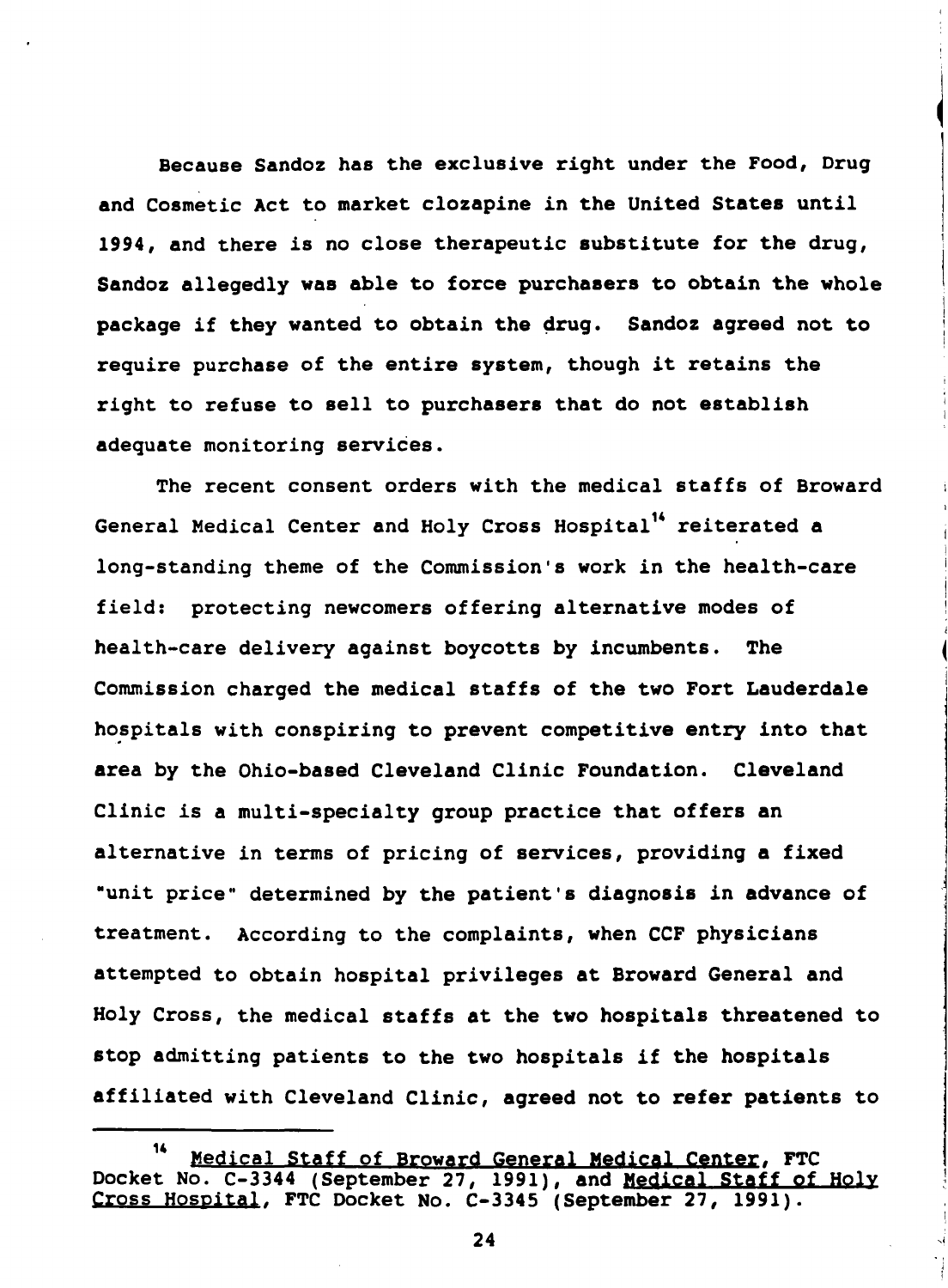Because Sandoz has the exclusive right under the Food, Drug and Cosmetic Act to market clozapine in the United States until 1994, and there is no close therapeutic substitute for the drug, Sandoz allegedly was able to force purchasers to obtain the whole package if they wanted to obtain the drug. Sandoz agreed not to require purchase of the entire system, though it retains the right to refuse to sell to purchasers that do not establish adequate monitoring services.

The recent consent orders with the medical staffs of Broward General Medical Center and Holy Cross Hospital[14] reiterated a long-standing theme of the Commission's work in the health-care field: protecting newcomers offering alternative modes of health-care delivery against boycotts by incumbents. The Commission charged the medical staffs of the two Fort Lauderdale hospitals with conspiring to prevent competitive entry into that area by the Ohio-based Cleveland Clinic Foundation. Cleveland Clinic is a multi-specialty group practice that offers an alternative in terms of pricing of services, providing a fixed "unit price" determined by the patient's diagnosis in advance of treatment. According to the complaints, when CCF physicians attempted to obtain hospital privileges at Broward General and Holy Cross, the medical staffs at the two hospitals threatened to stop admitting patients to the two hospitals if the hospitals affiliated with Cleveland Clinic, agreed not to refer patients to

---

[14] Medical Staff of Broward General Medical Center, FTC Docket No. C-3344 (September 27, 1991), and Medical Staff of Holy Cross Hospital, FTC Docket No. C-3345 (September 27, 1991).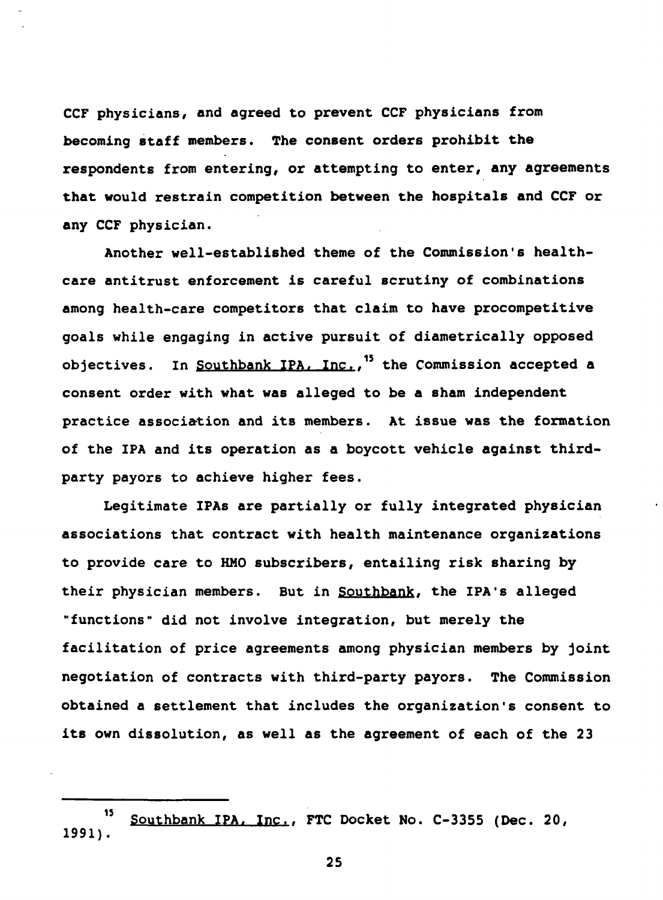CCF physicians, and agreed to prevent CCF physicians from becoming staff members. The consent orders prohibit the respondents from entering, or attempting to enter, any agreements that would restrain competition between the hospitals and CCF or any CCF physician.

Another well-established theme of the Commission's health-care antitrust enforcement is careful scrutiny of combinations among health-care competitors that claim to have procompetitive goals while engaging in active pursuit of diametrically opposed objectives. In Southbank IPA, Inc.,[15] the Commission accepted a consent order with what was alleged to be a sham independent practice association and its members. At issue was the formation of the IPA and its operation as a boycott vehicle against third-party payors to achieve higher fees.

Legitimate IPAs are partially or fully integrated physician associations that contract with health maintenance organizations to provide care to HMO subscribers, entailing risk sharing by their physician members. But in Southbank, the IPA's alleged "functions" did not involve integration, but merely the facilitation of price agreements among physician members by joint negotiation of contracts with third-party payors. The Commission obtained a settlement that includes the organization's consent to its own dissolution, as well as the agreement of each of the 23

---

[15] Southbank IPA, Inc., FTC Docket No. C-3355 (Dec. 20, 1991).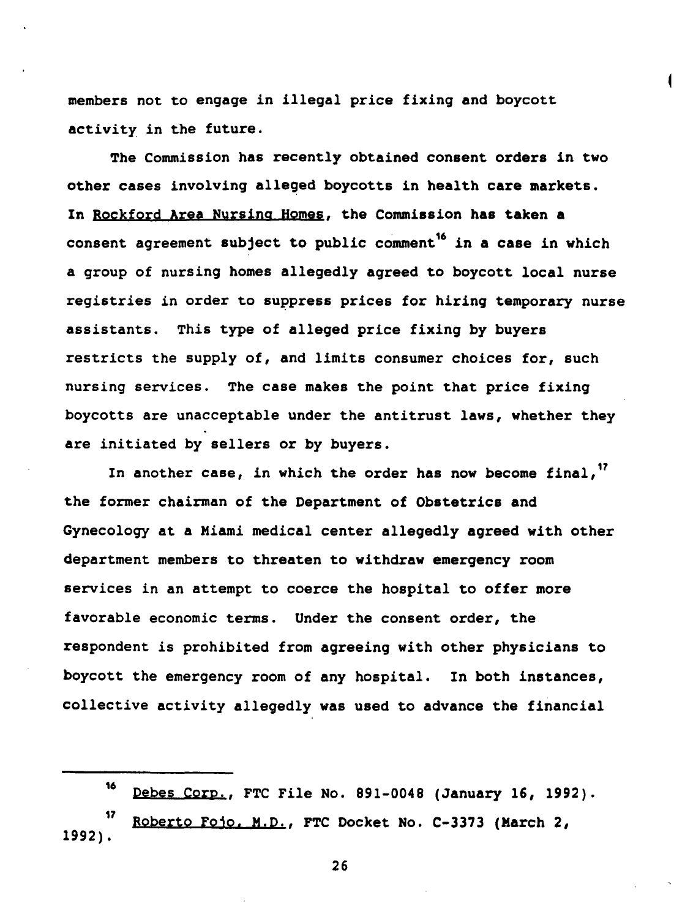members not to engage in illegal price fixing and boycott activity in the future.

The Commission has recently obtained consent orders in two other cases involving alleged boycotts in health care markets. In Rockford Area Nursing Homes, the Commission has taken a consent agreement subject to public comment[16] in a case in which a group of nursing homes allegedly agreed to boycott local nurse registries in order to suppress prices for hiring temporary nurse assistants. This type of alleged price fixing by buyers restricts the supply of, and limits consumer choices for, such nursing services. The case makes the point that price fixing boycotts are unacceptable under the antitrust laws, whether they are initiated by sellers or by buyers.

In another case, in which the order has now become final,[17] the former chairman of the Department of Obstetrics and Gynecology at a Miami medical center allegedly agreed with other department members to threaten to withdraw emergency room services in an attempt to coerce the hospital to offer more favorable economic terms. Under the consent order, the respondent is prohibited from agreeing with other physicians to boycott the emergency room of any hospital. In both instances, collective activity allegedly was used to advance the financial

---

[16] Debes Corp., FTC File No. 891-0048 (January 16, 1992).

[17] Roberto Fojo, M.D., FTC Docket No. C-3373 (March 2, 1992).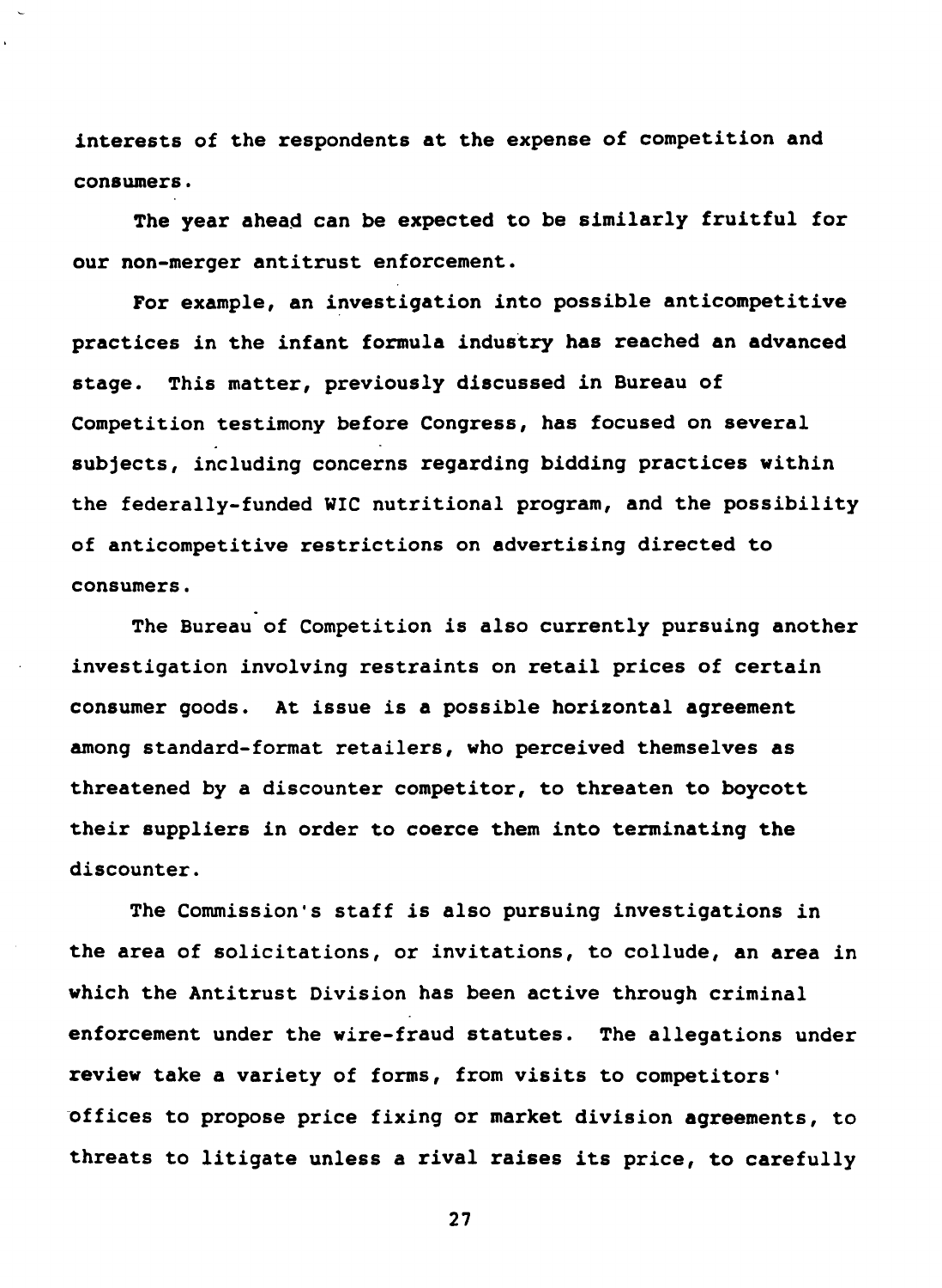interests of the respondents at the expense of competition and consumers.

The year ahead can be expected to be similarly fruitful for our non-merger antitrust enforcement.

For example, an investigation into possible anticompetitive practices in the infant formula industry has reached an advanced stage. This matter, previously discussed in Bureau of Competition testimony before Congress, has focused on several subjects, including concerns regarding bidding practices within the federally-funded WIC nutritional program, and the possibility of anticompetitive restrictions on advertising directed to consumers.

The Bureau of Competition is also currently pursuing another investigation involving restraints on retail prices of certain consumer goods. At issue is a possible horizontal agreement among standard-format retailers, who perceived themselves as threatened by a discounter competitor, to threaten to boycott their suppliers in order to coerce them into terminating the discounter.

The Commission's staff is also pursuing investigations in the area of solicitations, or invitations, to collude, an area in which the Antitrust Division has been active through criminal enforcement under the wire-fraud statutes. The allegations under review take a variety of forms, from visits to competitors' offices to propose price fixing or market division agreements, to threats to litigate unless a rival raises its price, to carefully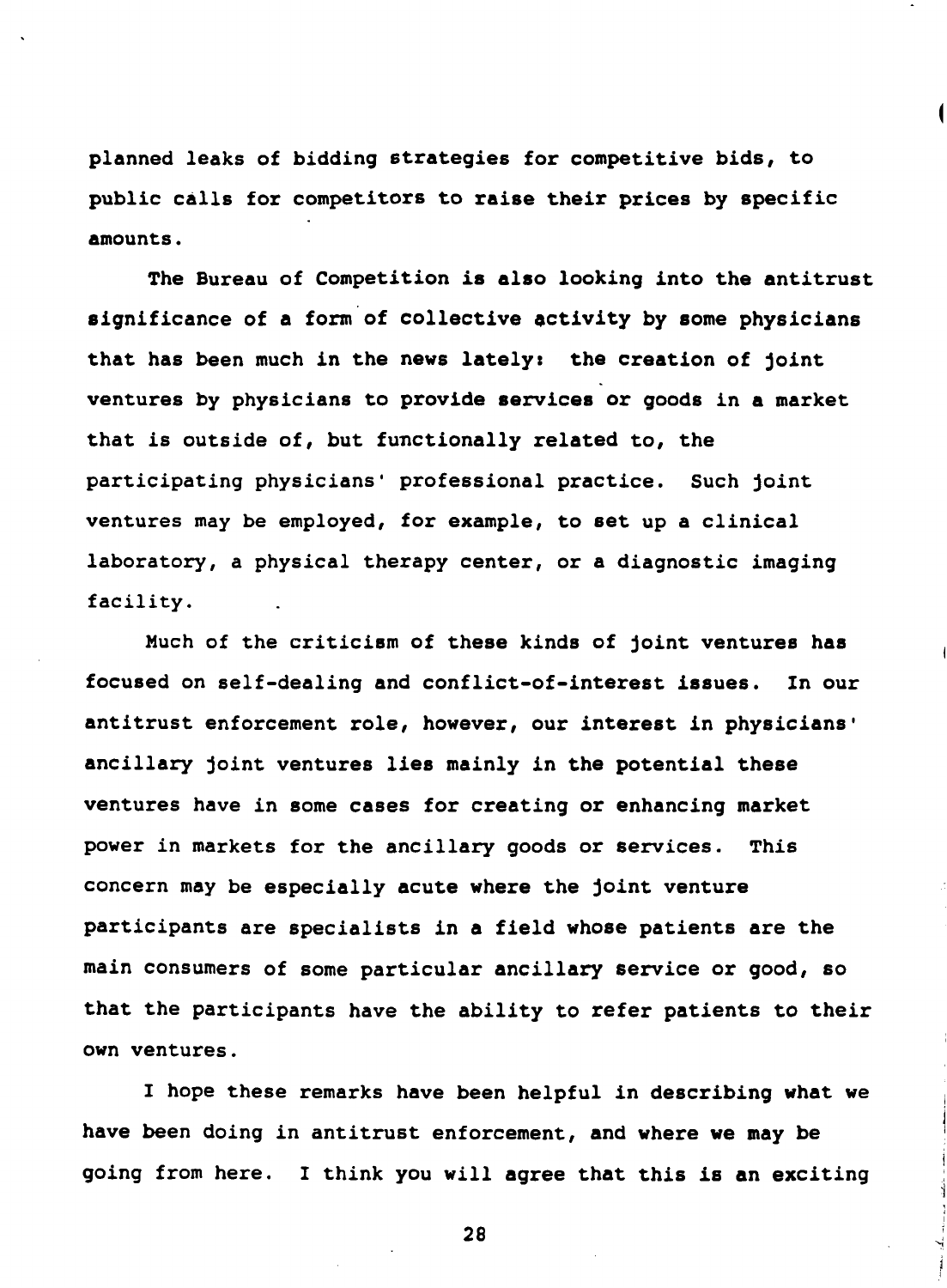planned leaks of bidding strategies for competitive bids, to public calls for competitors to raise their prices by specific amounts.

The Bureau of Competition is also looking into the antitrust significance of a form of collective activity by some physicians that has been much in the news lately: the creation of joint ventures by physicians to provide services or goods in a market that is outside of, but functionally related to, the participating physicians' professional practice. Such joint ventures may be employed, for example, to set up a clinical laboratory, a physical therapy center, or a diagnostic imaging facility.

Much of the criticism of these kinds of joint ventures has focused on self-dealing and conflict-of-interest issues. In our antitrust enforcement role, however, our interest in physicians' ancillary joint ventures lies mainly in the potential these ventures have in some cases for creating or enhancing market power in markets for the ancillary goods or services. This concern may be especially acute where the joint venture participants are specialists in a field whose patients are the main consumers of some particular ancillary service or good, so that the participants have the ability to refer patients to their own ventures.

I hope these remarks have been helpful in describing what we have been doing in antitrust enforcement, and where we may be going from here. I think you will agree that this is an exciting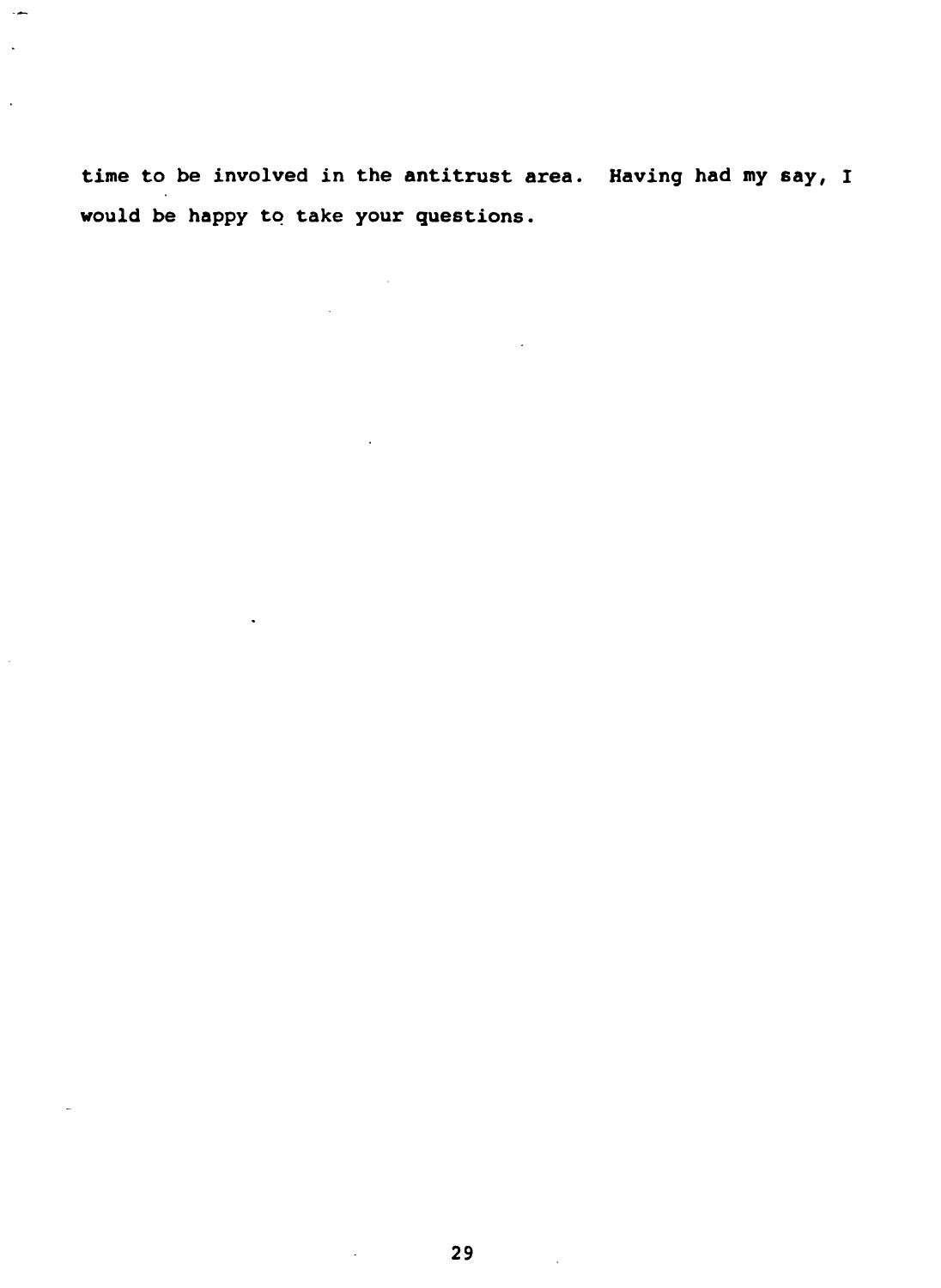time to be involved in the antitrust area. Having had my say, I would be happy to take your questions.